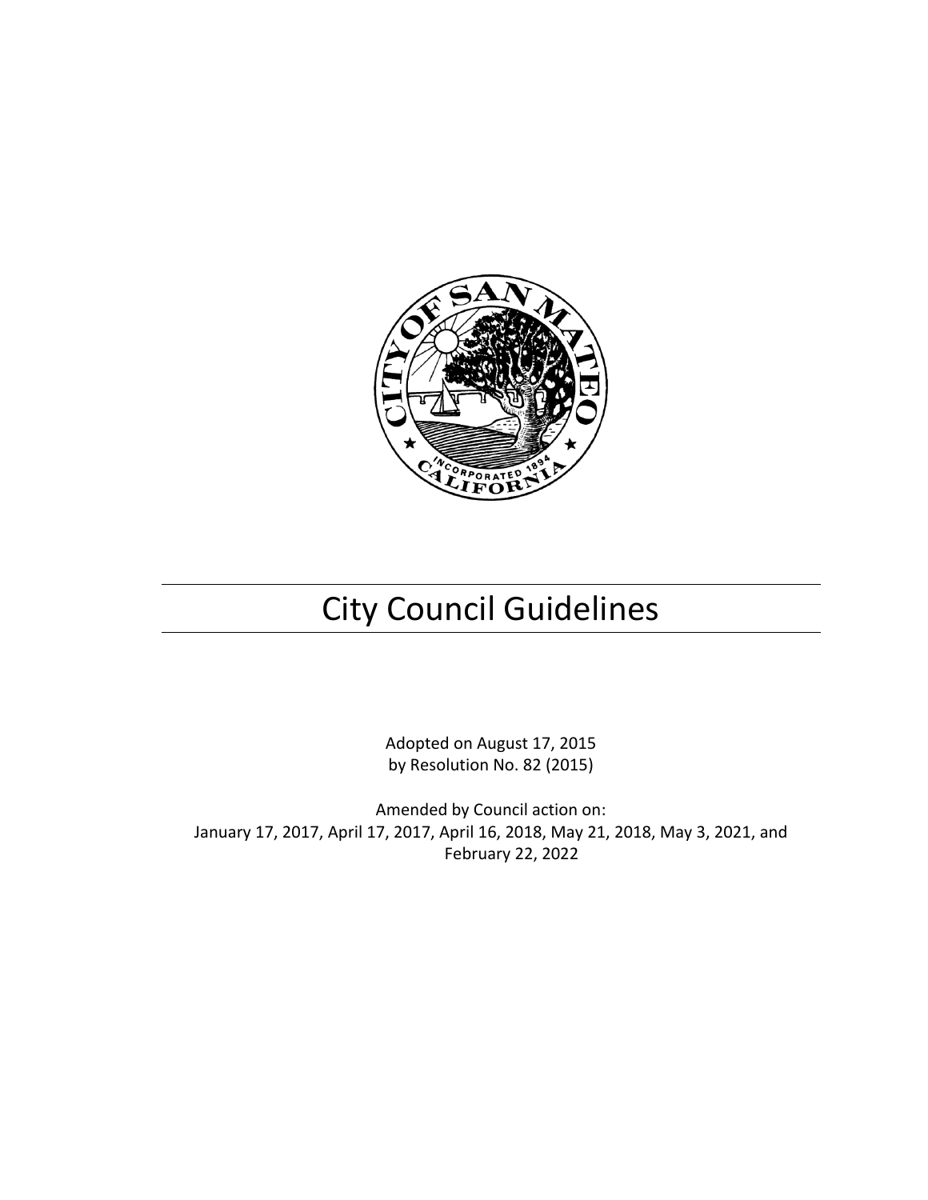# City Council Guidelines

Adopted on August 17, 2015
by Resolution No. 82 (2015)

Amended by Council action on:
January 17, 2017, April 17, 2017, April 16, 2018, May 21, 2018, May 3, 2021, and February 22, 2022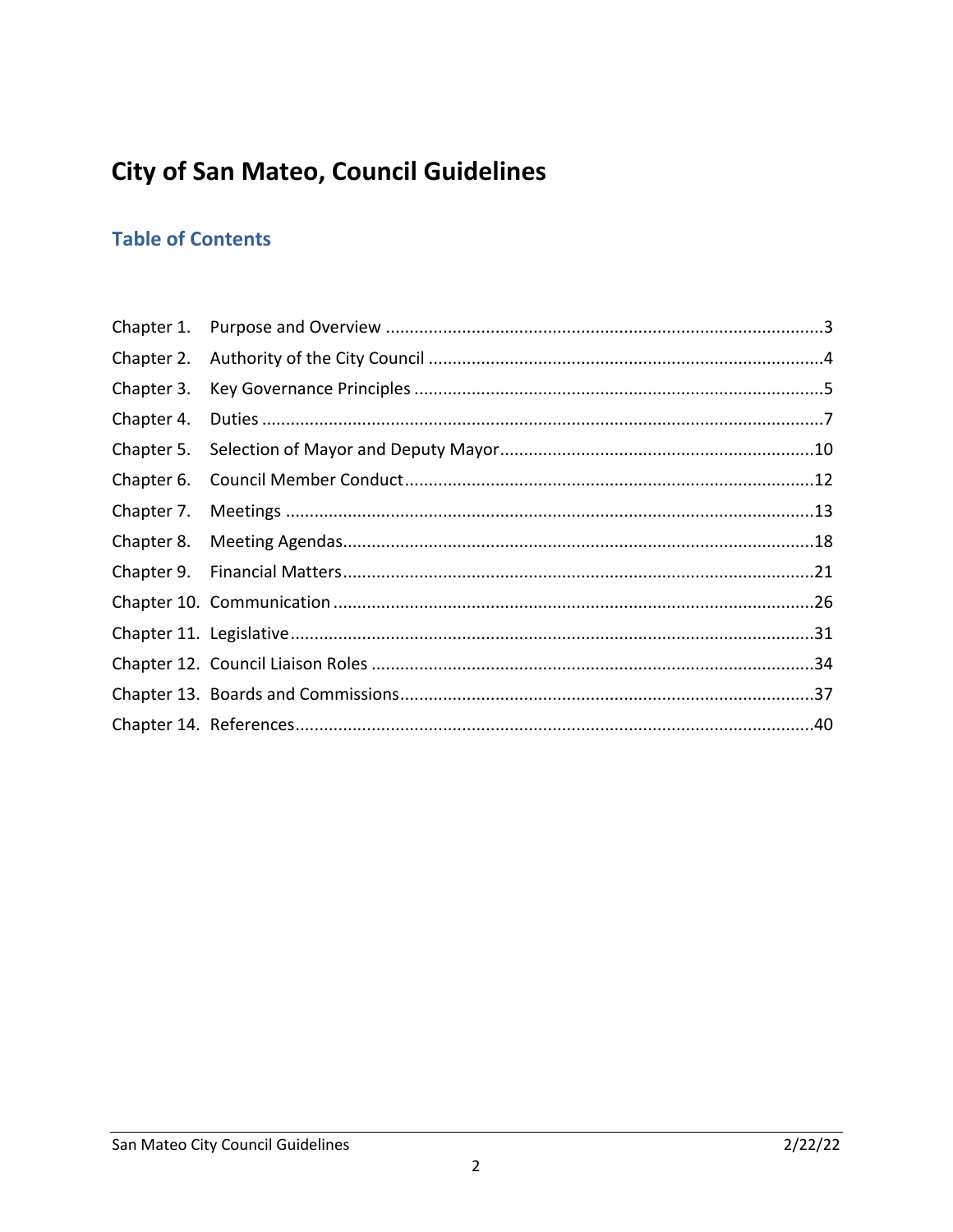# City of San Mateo, Council Guidelines

## Table of Contents

| | | |
|---|---|---|
| Chapter 1. | Purpose and Overview | 3 |
| Chapter 2. | Authority of the City Council | 4 |
| Chapter 3. | Key Governance Principles | 5 |
| Chapter 4. | Duties | 7 |
| Chapter 5. | Selection of Mayor and Deputy Mayor | 10 |
| Chapter 6. | Council Member Conduct | 12 |
| Chapter 7. | Meetings | 13 |
| Chapter 8. | Meeting Agendas | 18 |
| Chapter 9. | Financial Matters | 21 |
| Chapter 10. | Communication | 26 |
| Chapter 11. | Legislative | 31 |
| Chapter 12. | Council Liaison Roles | 34 |
| Chapter 13. | Boards and Commissions | 37 |
| Chapter 14. | References | 40 |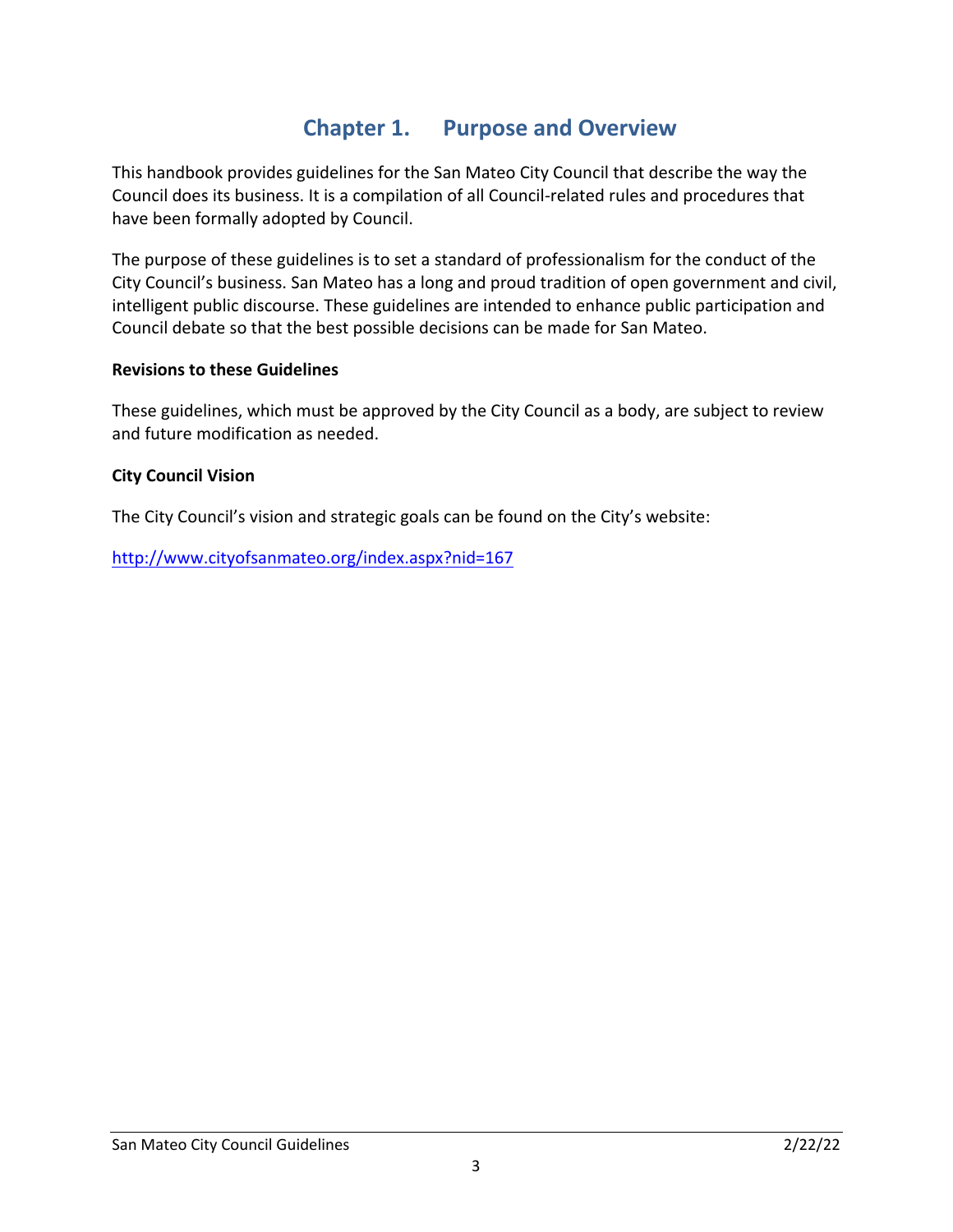# Chapter 1. Purpose and Overview

This handbook provides guidelines for the San Mateo City Council that describe the way the Council does its business. It is a compilation of all Council-related rules and procedures that have been formally adopted by Council.

The purpose of these guidelines is to set a standard of professionalism for the conduct of the City Council's business. San Mateo has a long and proud tradition of open government and civil, intelligent public discourse. These guidelines are intended to enhance public participation and Council debate so that the best possible decisions can be made for San Mateo.

**Revisions to these Guidelines**

These guidelines, which must be approved by the City Council as a body, are subject to review and future modification as needed.

**City Council Vision**

The City Council's vision and strategic goals can be found on the City's website:

http://www.cityofsanmateo.org/index.aspx?nid=167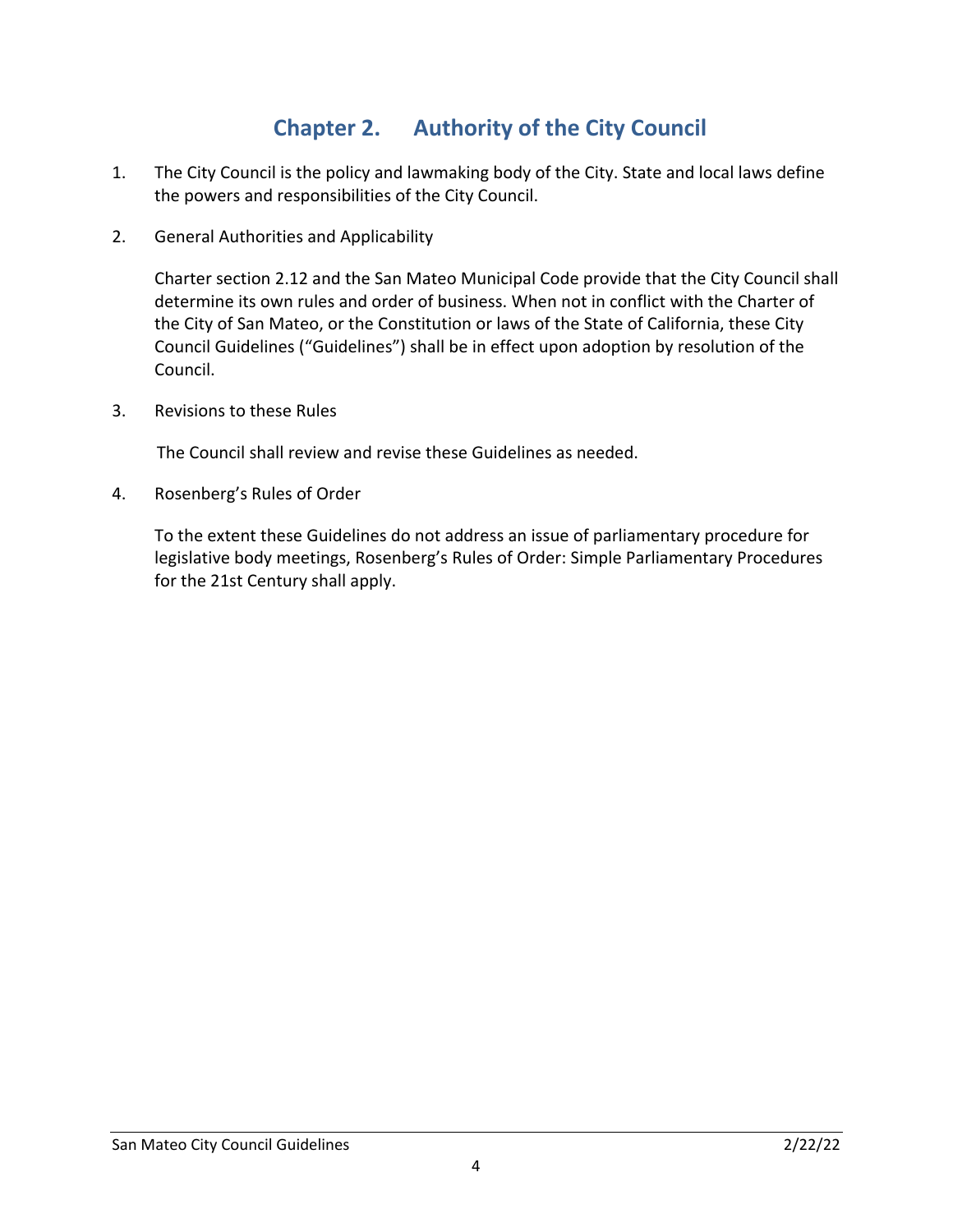# Chapter 2. Authority of the City Council

1. The City Council is the policy and lawmaking body of the City. State and local laws define the powers and responsibilities of the City Council.

2. General Authorities and Applicability

   Charter section 2.12 and the San Mateo Municipal Code provide that the City Council shall determine its own rules and order of business. When not in conflict with the Charter of the City of San Mateo, or the Constitution or laws of the State of California, these City Council Guidelines ("Guidelines") shall be in effect upon adoption by resolution of the Council.

3. Revisions to these Rules

   The Council shall review and revise these Guidelines as needed.

4. Rosenberg's Rules of Order

   To the extent these Guidelines do not address an issue of parliamentary procedure for legislative body meetings, Rosenberg's Rules of Order: Simple Parliamentary Procedures for the 21st Century shall apply.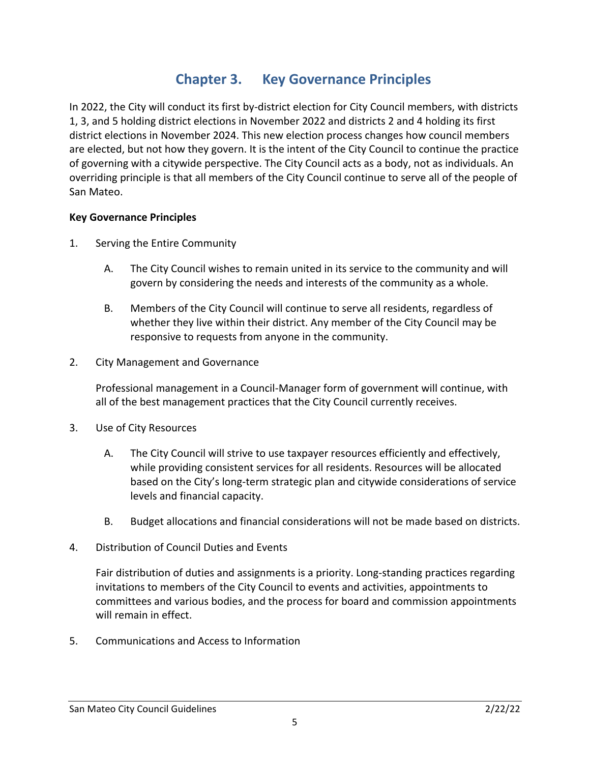# Chapter 3. Key Governance Principles

In 2022, the City will conduct its first by-district election for City Council members, with districts 1, 3, and 5 holding district elections in November 2022 and districts 2 and 4 holding its first district elections in November 2024. This new election process changes how council members are elected, but not how they govern. It is the intent of the City Council to continue the practice of governing with a citywide perspective. The City Council acts as a body, not as individuals. An overriding principle is that all members of the City Council continue to serve all of the people of San Mateo.

**Key Governance Principles**

1. Serving the Entire Community

   A. The City Council wishes to remain united in its service to the community and will govern by considering the needs and interests of the community as a whole.

   B. Members of the City Council will continue to serve all residents, regardless of whether they live within their district. Any member of the City Council may be responsive to requests from anyone in the community.

2. City Management and Governance

   Professional management in a Council-Manager form of government will continue, with all of the best management practices that the City Council currently receives.

3. Use of City Resources

   A. The City Council will strive to use taxpayer resources efficiently and effectively, while providing consistent services for all residents. Resources will be allocated based on the City's long-term strategic plan and citywide considerations of service levels and financial capacity.

   B. Budget allocations and financial considerations will not be made based on districts.

4. Distribution of Council Duties and Events

   Fair distribution of duties and assignments is a priority. Long-standing practices regarding invitations to members of the City Council to events and activities, appointments to committees and various bodies, and the process for board and commission appointments will remain in effect.

5. Communications and Access to Information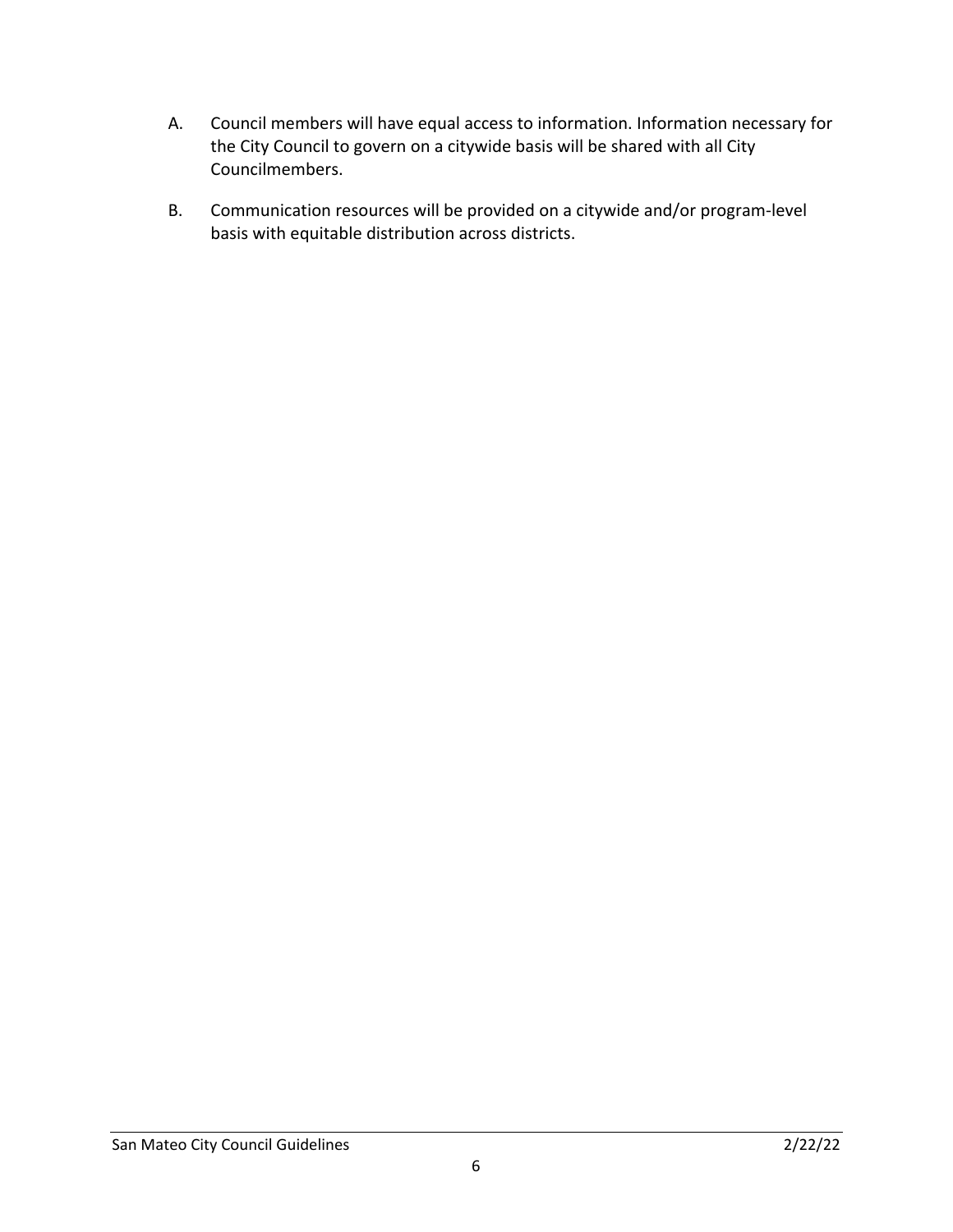A. Council members will have equal access to information. Information necessary for the City Council to govern on a citywide basis will be shared with all City Councilmembers.

B. Communication resources will be provided on a citywide and/or program-level basis with equitable distribution across districts.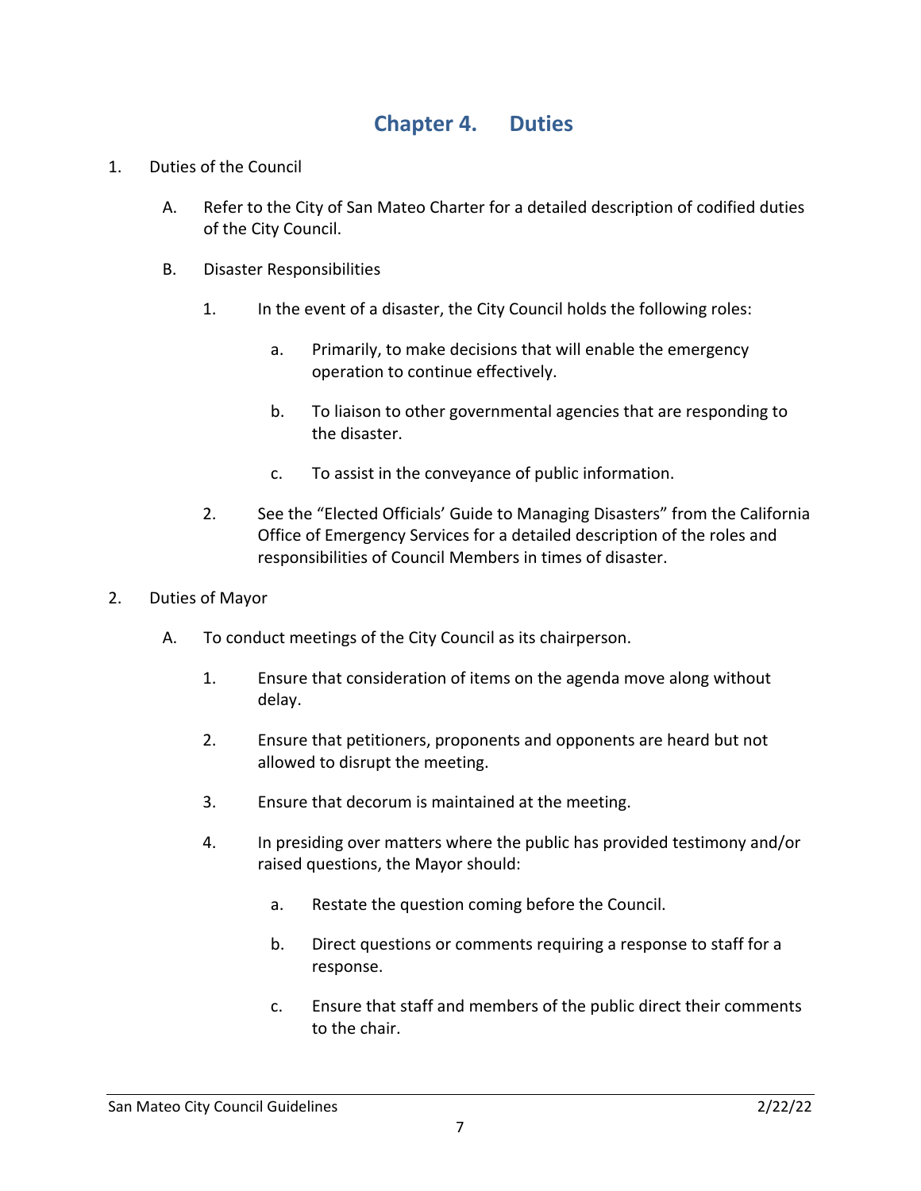# Chapter 4. Duties

1. Duties of the Council

   A. Refer to the City of San Mateo Charter for a detailed description of codified duties of the City Council.

   B. Disaster Responsibilities

      1. In the event of a disaster, the City Council holds the following roles:

         a. Primarily, to make decisions that will enable the emergency operation to continue effectively.

         b. To liaison to other governmental agencies that are responding to the disaster.

         c. To assist in the conveyance of public information.

      2. See the "Elected Officials' Guide to Managing Disasters" from the California Office of Emergency Services for a detailed description of the roles and responsibilities of Council Members in times of disaster.

2. Duties of Mayor

   A. To conduct meetings of the City Council as its chairperson.

      1. Ensure that consideration of items on the agenda move along without delay.

      2. Ensure that petitioners, proponents and opponents are heard but not allowed to disrupt the meeting.

      3. Ensure that decorum is maintained at the meeting.

      4. In presiding over matters where the public has provided testimony and/or raised questions, the Mayor should:

         a. Restate the question coming before the Council.

         b. Direct questions or comments requiring a response to staff for a response.

         c. Ensure that staff and members of the public direct their comments to the chair.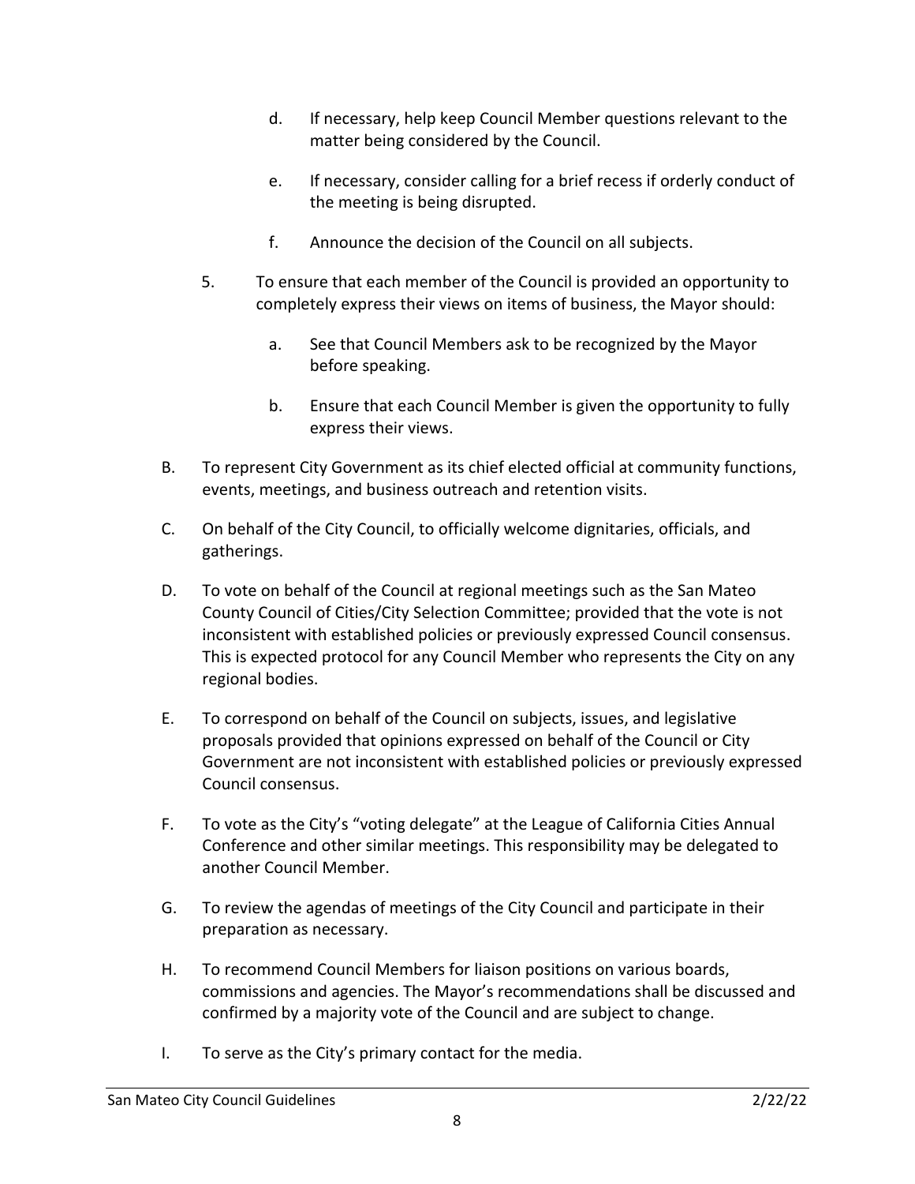d. If necessary, help keep Council Member questions relevant to the matter being considered by the Council.

e. If necessary, consider calling for a brief recess if orderly conduct of the meeting is being disrupted.

f. Announce the decision of the Council on all subjects.

5. To ensure that each member of the Council is provided an opportunity to completely express their views on items of business, the Mayor should:

   a. See that Council Members ask to be recognized by the Mayor before speaking.

   b. Ensure that each Council Member is given the opportunity to fully express their views.

B. To represent City Government as its chief elected official at community functions, events, meetings, and business outreach and retention visits.

C. On behalf of the City Council, to officially welcome dignitaries, officials, and gatherings.

D. To vote on behalf of the Council at regional meetings such as the San Mateo County Council of Cities/City Selection Committee; provided that the vote is not inconsistent with established policies or previously expressed Council consensus. This is expected protocol for any Council Member who represents the City on any regional bodies.

E. To correspond on behalf of the Council on subjects, issues, and legislative proposals provided that opinions expressed on behalf of the Council or City Government are not inconsistent with established policies or previously expressed Council consensus.

F. To vote as the City's "voting delegate" at the League of California Cities Annual Conference and other similar meetings. This responsibility may be delegated to another Council Member.

G. To review the agendas of meetings of the City Council and participate in their preparation as necessary.

H. To recommend Council Members for liaison positions on various boards, commissions and agencies. The Mayor's recommendations shall be discussed and confirmed by a majority vote of the Council and are subject to change.

I. To serve as the City's primary contact for the media.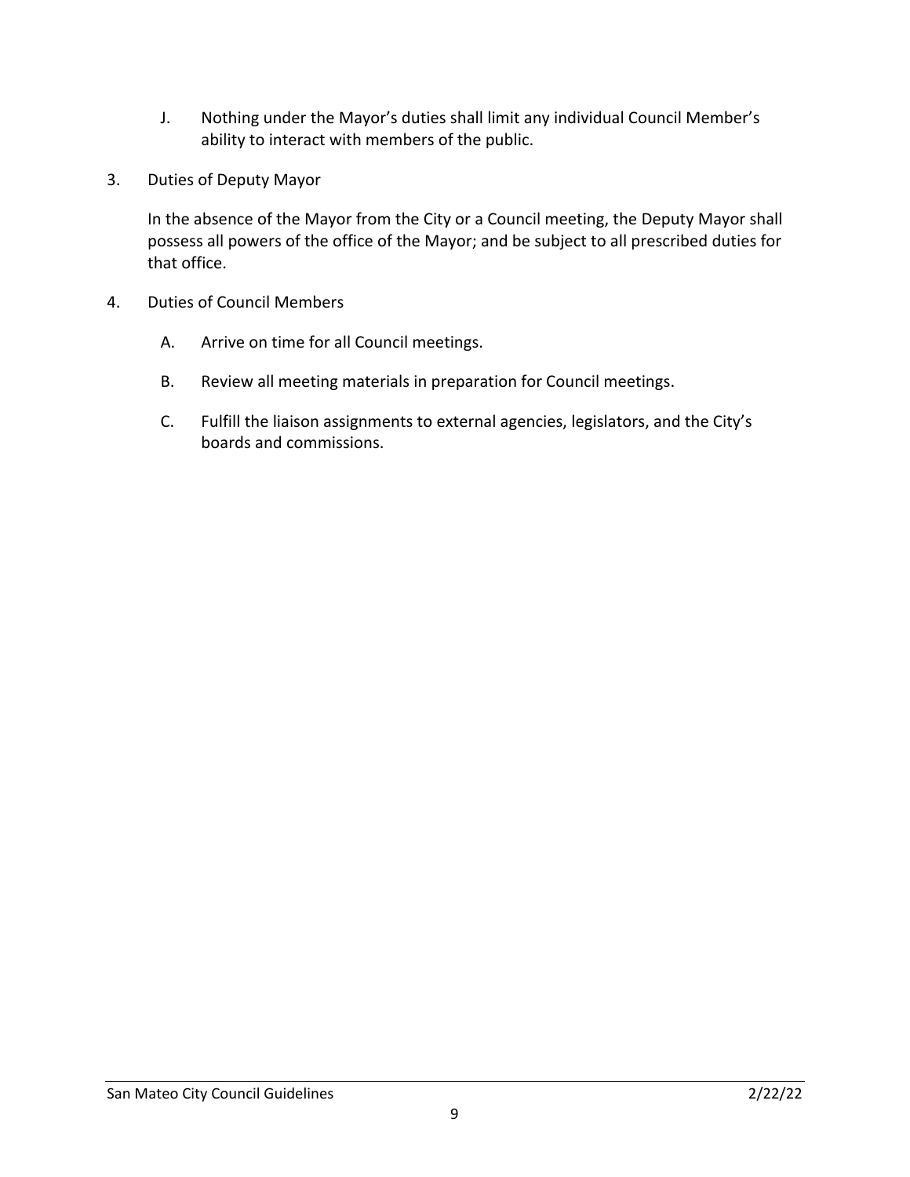J. Nothing under the Mayor's duties shall limit any individual Council Member's ability to interact with members of the public.

3. Duties of Deputy Mayor

   In the absence of the Mayor from the City or a Council meeting, the Deputy Mayor shall possess all powers of the office of the Mayor; and be subject to all prescribed duties for that office.

4. Duties of Council Members

   A. Arrive on time for all Council meetings.

   B. Review all meeting materials in preparation for Council meetings.

   C. Fulfill the liaison assignments to external agencies, legislators, and the City's boards and commissions.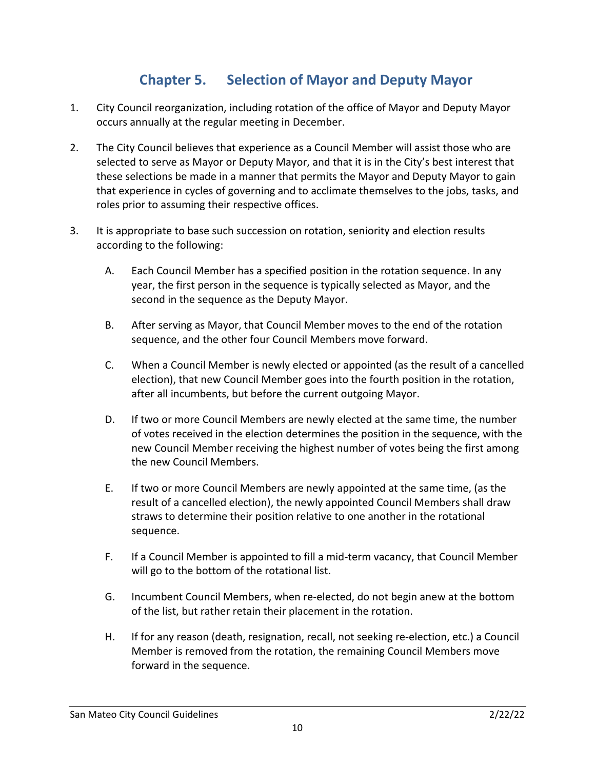# Chapter 5. Selection of Mayor and Deputy Mayor

1. City Council reorganization, including rotation of the office of Mayor and Deputy Mayor occurs annually at the regular meeting in December.

2. The City Council believes that experience as a Council Member will assist those who are selected to serve as Mayor or Deputy Mayor, and that it is in the City's best interest that these selections be made in a manner that permits the Mayor and Deputy Mayor to gain that experience in cycles of governing and to acclimate themselves to the jobs, tasks, and roles prior to assuming their respective offices.

3. It is appropriate to base such succession on rotation, seniority and election results according to the following:

   A. Each Council Member has a specified position in the rotation sequence. In any year, the first person in the sequence is typically selected as Mayor, and the second in the sequence as the Deputy Mayor.

   B. After serving as Mayor, that Council Member moves to the end of the rotation sequence, and the other four Council Members move forward.

   C. When a Council Member is newly elected or appointed (as the result of a cancelled election), that new Council Member goes into the fourth position in the rotation, after all incumbents, but before the current outgoing Mayor.

   D. If two or more Council Members are newly elected at the same time, the number of votes received in the election determines the position in the sequence, with the new Council Member receiving the highest number of votes being the first among the new Council Members.

   E. If two or more Council Members are newly appointed at the same time, (as the result of a cancelled election), the newly appointed Council Members shall draw straws to determine their position relative to one another in the rotational sequence.

   F. If a Council Member is appointed to fill a mid-term vacancy, that Council Member will go to the bottom of the rotational list.

   G. Incumbent Council Members, when re-elected, do not begin anew at the bottom of the list, but rather retain their placement in the rotation.

   H. If for any reason (death, resignation, recall, not seeking re-election, etc.) a Council Member is removed from the rotation, the remaining Council Members move forward in the sequence.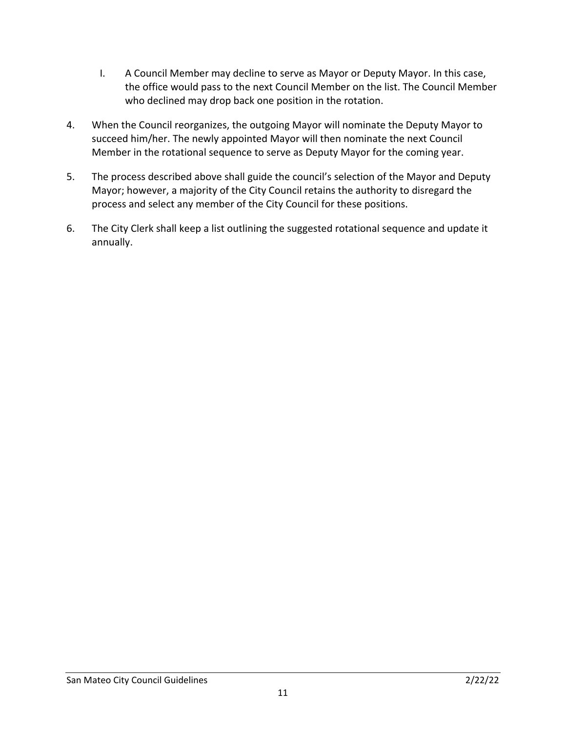I. A Council Member may decline to serve as Mayor or Deputy Mayor. In this case, the office would pass to the next Council Member on the list. The Council Member who declined may drop back one position in the rotation.

4. When the Council reorganizes, the outgoing Mayor will nominate the Deputy Mayor to succeed him/her. The newly appointed Mayor will then nominate the next Council Member in the rotational sequence to serve as Deputy Mayor for the coming year.

5. The process described above shall guide the council's selection of the Mayor and Deputy Mayor; however, a majority of the City Council retains the authority to disregard the process and select any member of the City Council for these positions.

6. The City Clerk shall keep a list outlining the suggested rotational sequence and update it annually.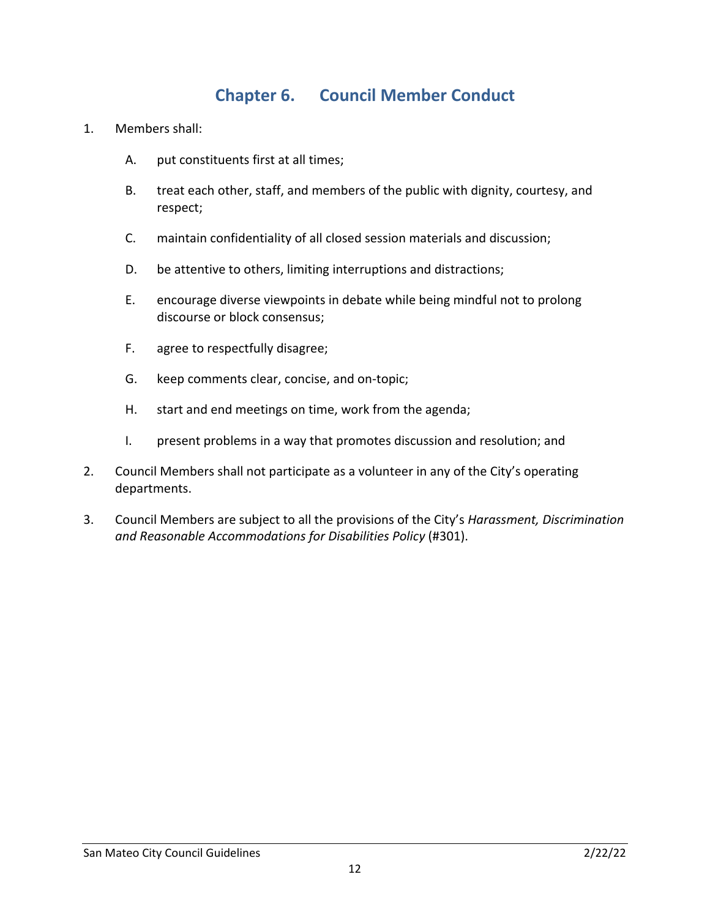# Chapter 6. Council Member Conduct

1. Members shall:

   A. put constituents first at all times;

   B. treat each other, staff, and members of the public with dignity, courtesy, and respect;

   C. maintain confidentiality of all closed session materials and discussion;

   D. be attentive to others, limiting interruptions and distractions;

   E. encourage diverse viewpoints in debate while being mindful not to prolong discourse or block consensus;

   F. agree to respectfully disagree;

   G. keep comments clear, concise, and on-topic;

   H. start and end meetings on time, work from the agenda;

   I. present problems in a way that promotes discussion and resolution; and

2. Council Members shall not participate as a volunteer in any of the City's operating departments.

3. Council Members are subject to all the provisions of the City's *Harassment, Discrimination and Reasonable Accommodations for Disabilities Policy* (#301).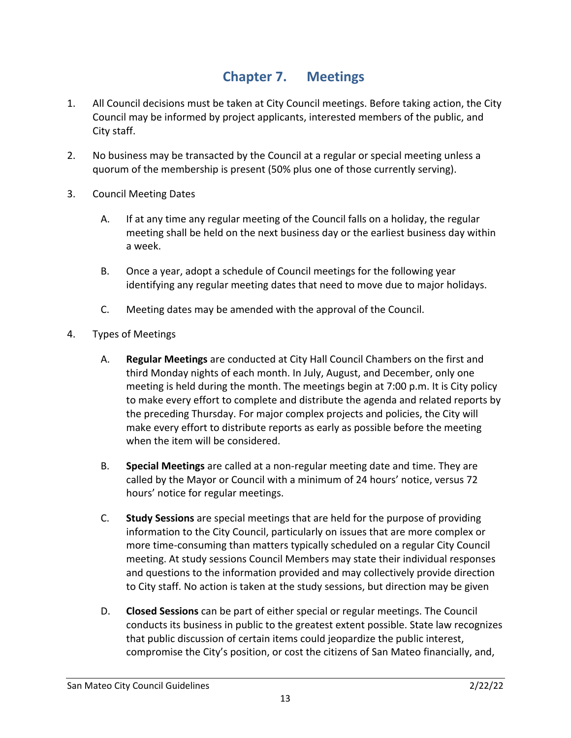# Chapter 7. Meetings

1. All Council decisions must be taken at City Council meetings. Before taking action, the City Council may be informed by project applicants, interested members of the public, and City staff.

2. No business may be transacted by the Council at a regular or special meeting unless a quorum of the membership is present (50% plus one of those currently serving).

3. Council Meeting Dates

   A. If at any time any regular meeting of the Council falls on a holiday, the regular meeting shall be held on the next business day or the earliest business day within a week.

   B. Once a year, adopt a schedule of Council meetings for the following year identifying any regular meeting dates that need to move due to major holidays.

   C. Meeting dates may be amended with the approval of the Council.

4. Types of Meetings

   A. **Regular Meetings** are conducted at City Hall Council Chambers on the first and third Monday nights of each month. In July, August, and December, only one meeting is held during the month. The meetings begin at 7:00 p.m. It is City policy to make every effort to complete and distribute the agenda and related reports by the preceding Thursday. For major complex projects and policies, the City will make every effort to distribute reports as early as possible before the meeting when the item will be considered.

   B. **Special Meetings** are called at a non-regular meeting date and time. They are called by the Mayor or Council with a minimum of 24 hours' notice, versus 72 hours' notice for regular meetings.

   C. **Study Sessions** are special meetings that are held for the purpose of providing information to the City Council, particularly on issues that are more complex or more time-consuming than matters typically scheduled on a regular City Council meeting. At study sessions Council Members may state their individual responses and questions to the information provided and may collectively provide direction to City staff. No action is taken at the study sessions, but direction may be given

   D. **Closed Sessions** can be part of either special or regular meetings. The Council conducts its business in public to the greatest extent possible. State law recognizes that public discussion of certain items could jeopardize the public interest, compromise the City's position, or cost the citizens of San Mateo financially, and,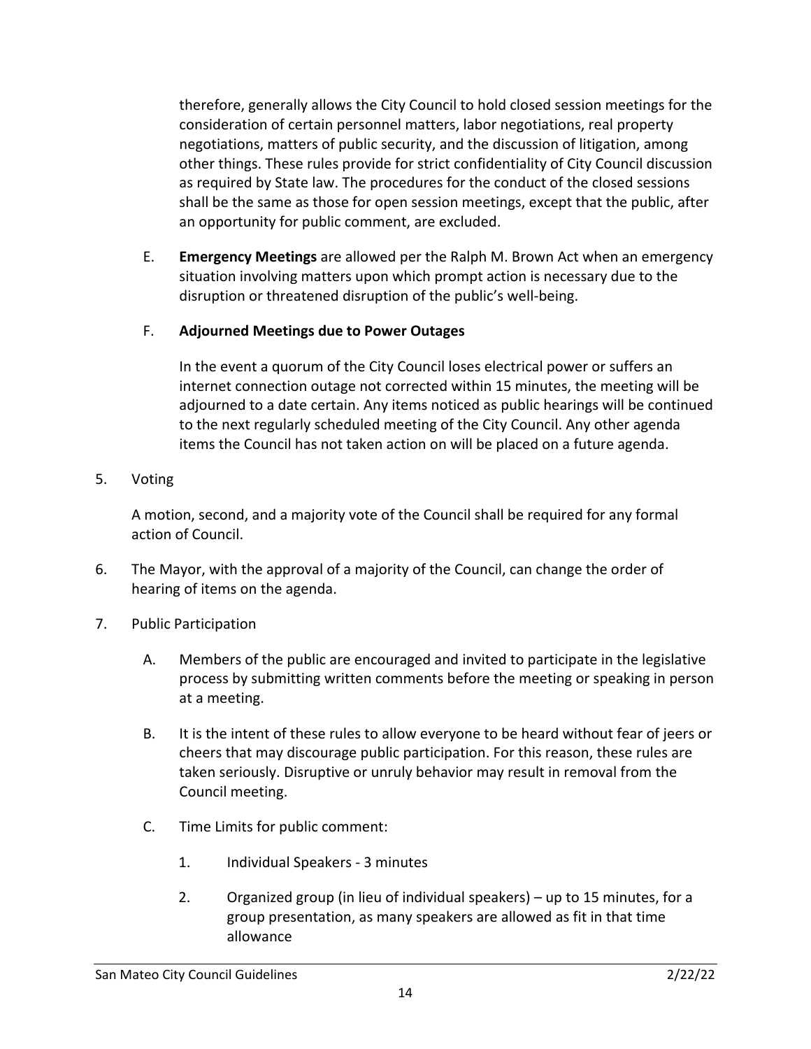therefore, generally allows the City Council to hold closed session meetings for the consideration of certain personnel matters, labor negotiations, real property negotiations, matters of public security, and the discussion of litigation, among other things. These rules provide for strict confidentiality of City Council discussion as required by State law. The procedures for the conduct of the closed sessions shall be the same as those for open session meetings, except that the public, after an opportunity for public comment, are excluded.

E. **Emergency Meetings** are allowed per the Ralph M. Brown Act when an emergency situation involving matters upon which prompt action is necessary due to the disruption or threatened disruption of the public's well-being.

F. **Adjourned Meetings due to Power Outages**

In the event a quorum of the City Council loses electrical power or suffers an internet connection outage not corrected within 15 minutes, the meeting will be adjourned to a date certain. Any items noticed as public hearings will be continued to the next regularly scheduled meeting of the City Council. Any other agenda items the Council has not taken action on will be placed on a future agenda.

5. Voting

A motion, second, and a majority vote of the Council shall be required for any formal action of Council.

6. The Mayor, with the approval of a majority of the Council, can change the order of hearing of items on the agenda.

7. Public Participation

   A. Members of the public are encouraged and invited to participate in the legislative process by submitting written comments before the meeting or speaking in person at a meeting.

   B. It is the intent of these rules to allow everyone to be heard without fear of jeers or cheers that may discourage public participation. For this reason, these rules are taken seriously. Disruptive or unruly behavior may result in removal from the Council meeting.

   C. Time Limits for public comment:

      1. Individual Speakers - 3 minutes

      2. Organized group (in lieu of individual speakers) – up to 15 minutes, for a group presentation, as many speakers are allowed as fit in that time allowance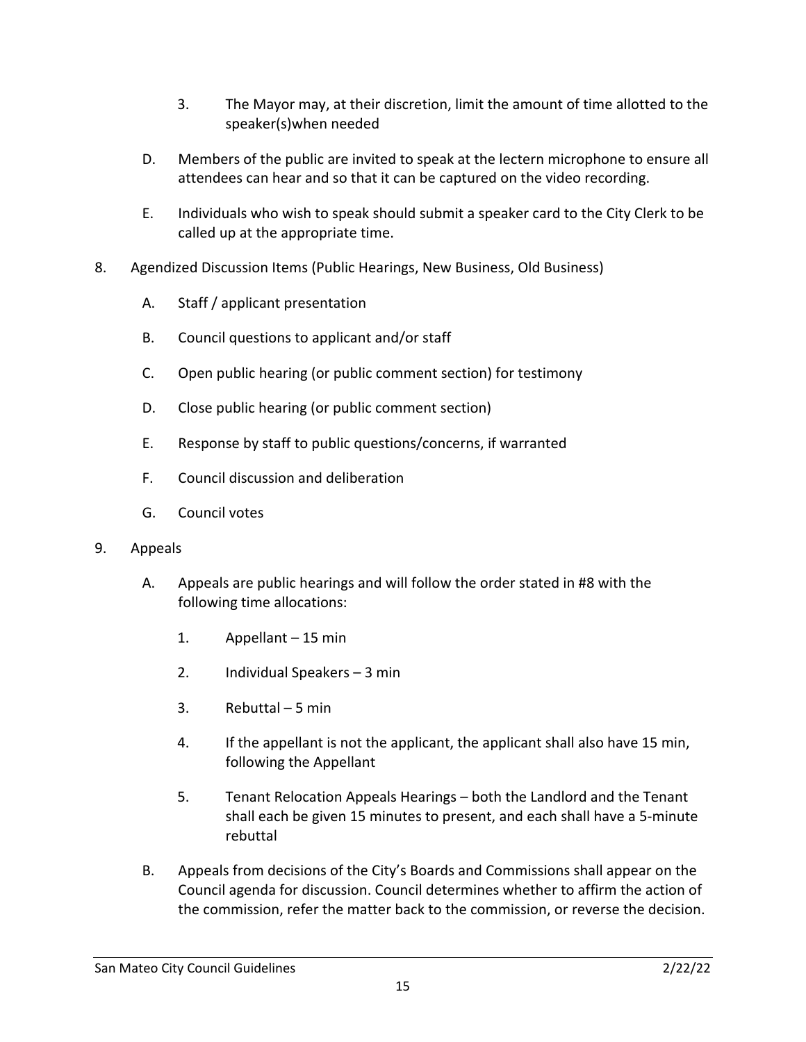3. The Mayor may, at their discretion, limit the amount of time allotted to the speaker(s)when needed

D. Members of the public are invited to speak at the lectern microphone to ensure all attendees can hear and so that it can be captured on the video recording.

E. Individuals who wish to speak should submit a speaker card to the City Clerk to be called up at the appropriate time.

8. Agendized Discussion Items (Public Hearings, New Business, Old Business)

   A. Staff / applicant presentation

   B. Council questions to applicant and/or staff

   C. Open public hearing (or public comment section) for testimony

   D. Close public hearing (or public comment section)

   E. Response by staff to public questions/concerns, if warranted

   F. Council discussion and deliberation

   G. Council votes

9. Appeals

   A. Appeals are public hearings and will follow the order stated in #8 with the following time allocations:

      1. Appellant – 15 min

      2. Individual Speakers – 3 min

      3. Rebuttal – 5 min

      4. If the appellant is not the applicant, the applicant shall also have 15 min, following the Appellant

      5. Tenant Relocation Appeals Hearings – both the Landlord and the Tenant shall each be given 15 minutes to present, and each shall have a 5-minute rebuttal

   B. Appeals from decisions of the City's Boards and Commissions shall appear on the Council agenda for discussion. Council determines whether to affirm the action of the commission, refer the matter back to the commission, or reverse the decision.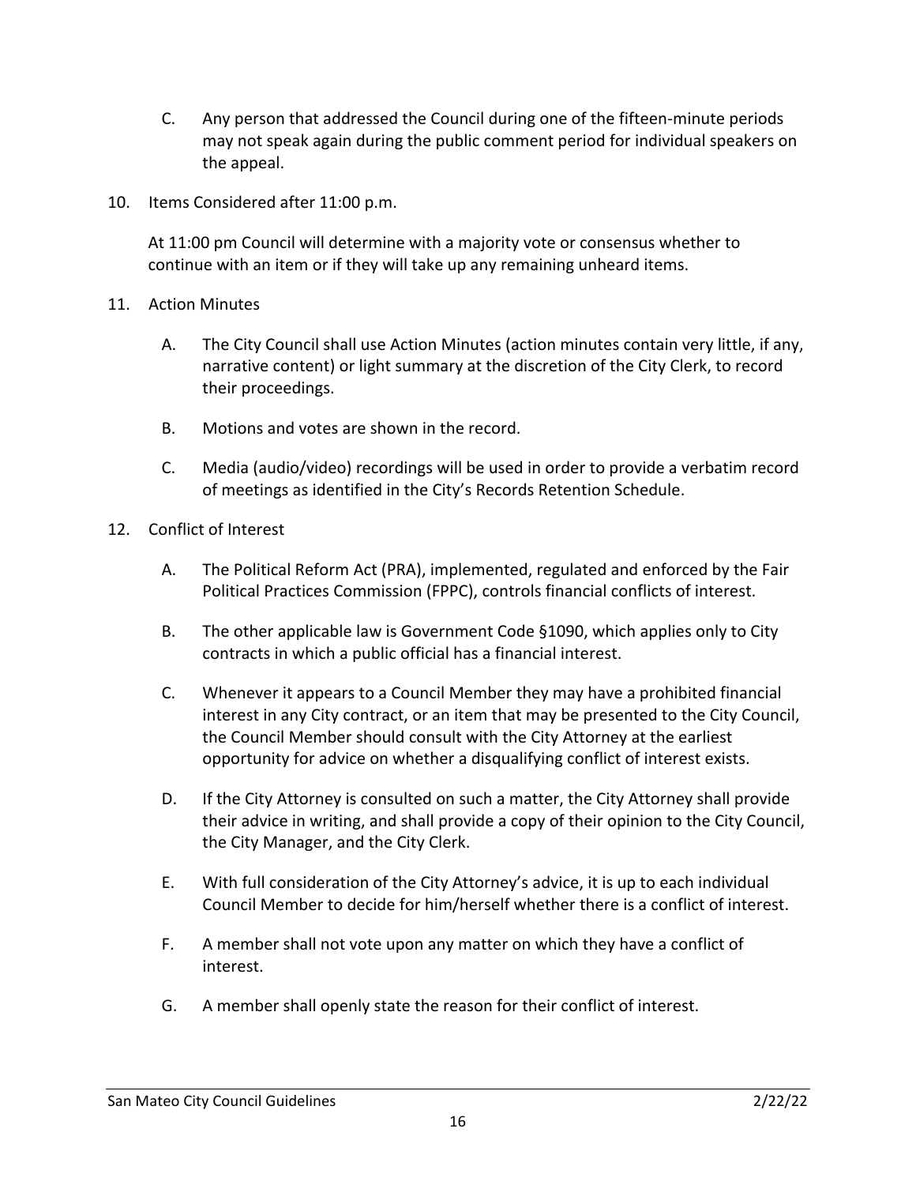C. Any person that addressed the Council during one of the fifteen-minute periods may not speak again during the public comment period for individual speakers on the appeal.

10. Items Considered after 11:00 p.m.

    At 11:00 pm Council will determine with a majority vote or consensus whether to continue with an item or if they will take up any remaining unheard items.

11. Action Minutes

    A. The City Council shall use Action Minutes (action minutes contain very little, if any, narrative content) or light summary at the discretion of the City Clerk, to record their proceedings.

    B. Motions and votes are shown in the record.

    C. Media (audio/video) recordings will be used in order to provide a verbatim record of meetings as identified in the City's Records Retention Schedule.

12. Conflict of Interest

    A. The Political Reform Act (PRA), implemented, regulated and enforced by the Fair Political Practices Commission (FPPC), controls financial conflicts of interest.

    B. The other applicable law is Government Code §1090, which applies only to City contracts in which a public official has a financial interest.

    C. Whenever it appears to a Council Member they may have a prohibited financial interest in any City contract, or an item that may be presented to the City Council, the Council Member should consult with the City Attorney at the earliest opportunity for advice on whether a disqualifying conflict of interest exists.

    D. If the City Attorney is consulted on such a matter, the City Attorney shall provide their advice in writing, and shall provide a copy of their opinion to the City Council, the City Manager, and the City Clerk.

    E. With full consideration of the City Attorney's advice, it is up to each individual Council Member to decide for him/herself whether there is a conflict of interest.

    F. A member shall not vote upon any matter on which they have a conflict of interest.

    G. A member shall openly state the reason for their conflict of interest.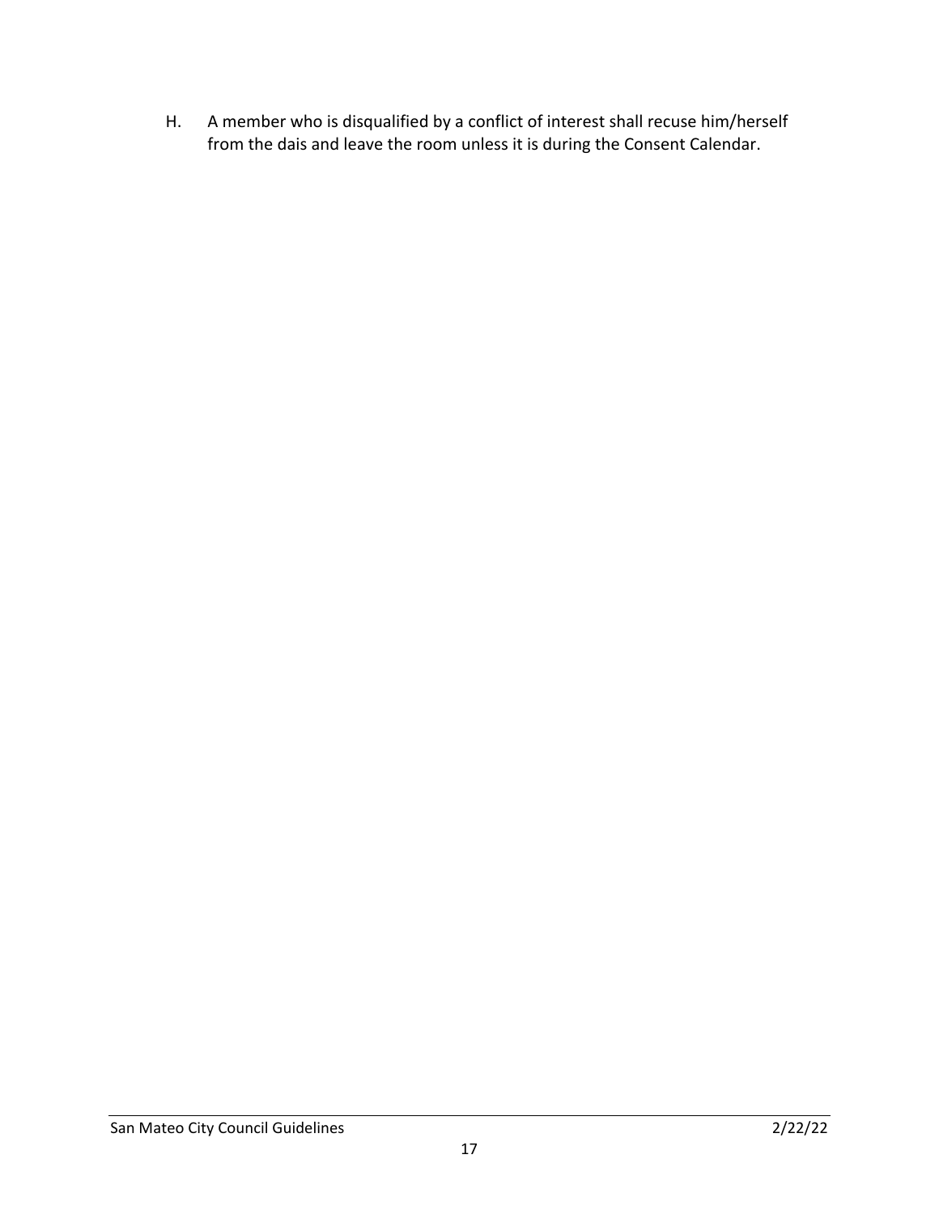H. A member who is disqualified by a conflict of interest shall recuse him/herself from the dais and leave the room unless it is during the Consent Calendar.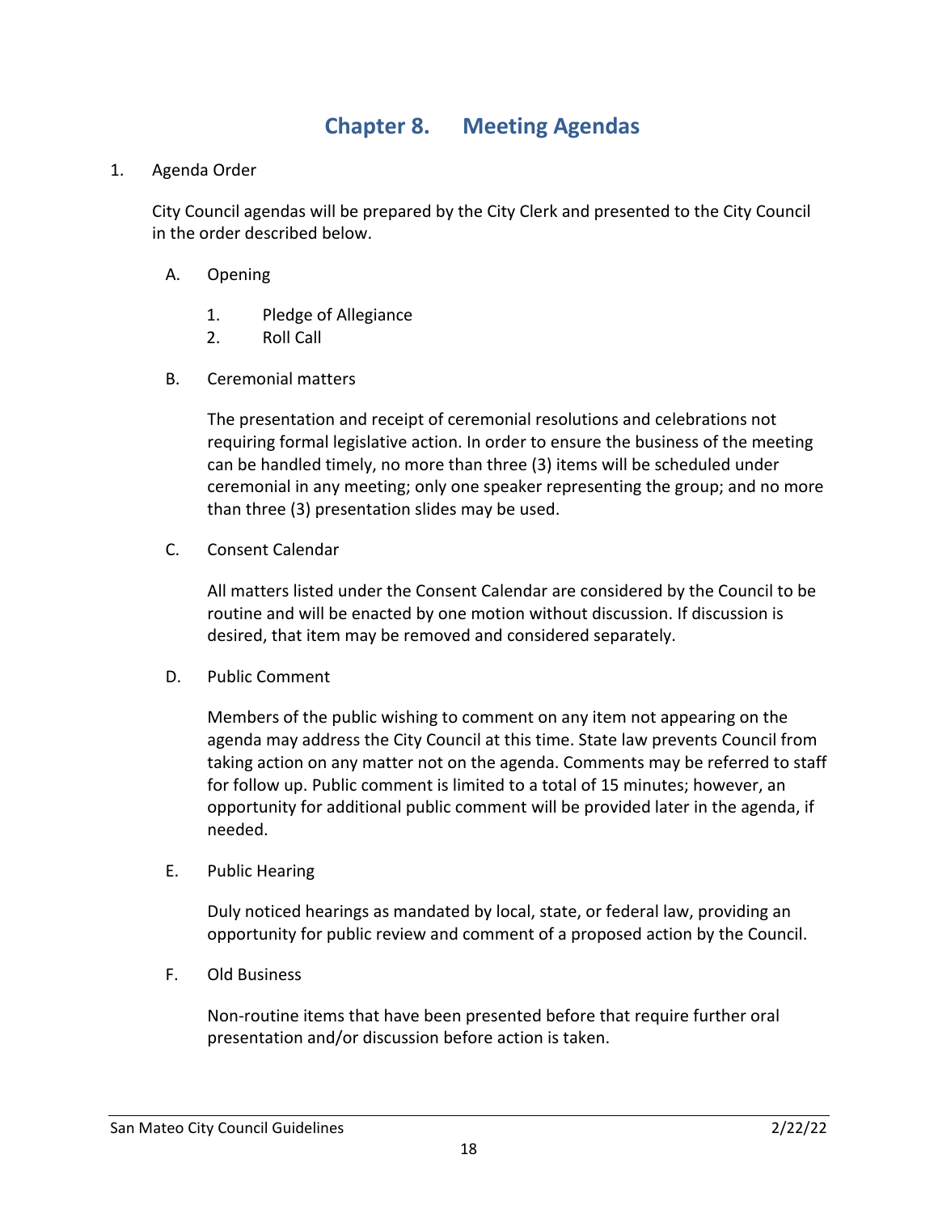# Chapter 8. Meeting Agendas

1. Agenda Order

   City Council agendas will be prepared by the City Clerk and presented to the City Council in the order described below.

   A. Opening

      1. Pledge of Allegiance
      2. Roll Call

   B. Ceremonial matters

      The presentation and receipt of ceremonial resolutions and celebrations not requiring formal legislative action. In order to ensure the business of the meeting can be handled timely, no more than three (3) items will be scheduled under ceremonial in any meeting; only one speaker representing the group; and no more than three (3) presentation slides may be used.

   C. Consent Calendar

      All matters listed under the Consent Calendar are considered by the Council to be routine and will be enacted by one motion without discussion. If discussion is desired, that item may be removed and considered separately.

   D. Public Comment

      Members of the public wishing to comment on any item not appearing on the agenda may address the City Council at this time. State law prevents Council from taking action on any matter not on the agenda. Comments may be referred to staff for follow up. Public comment is limited to a total of 15 minutes; however, an opportunity for additional public comment will be provided later in the agenda, if needed.

   E. Public Hearing

      Duly noticed hearings as mandated by local, state, or federal law, providing an opportunity for public review and comment of a proposed action by the Council.

   F. Old Business

      Non-routine items that have been presented before that require further oral presentation and/or discussion before action is taken.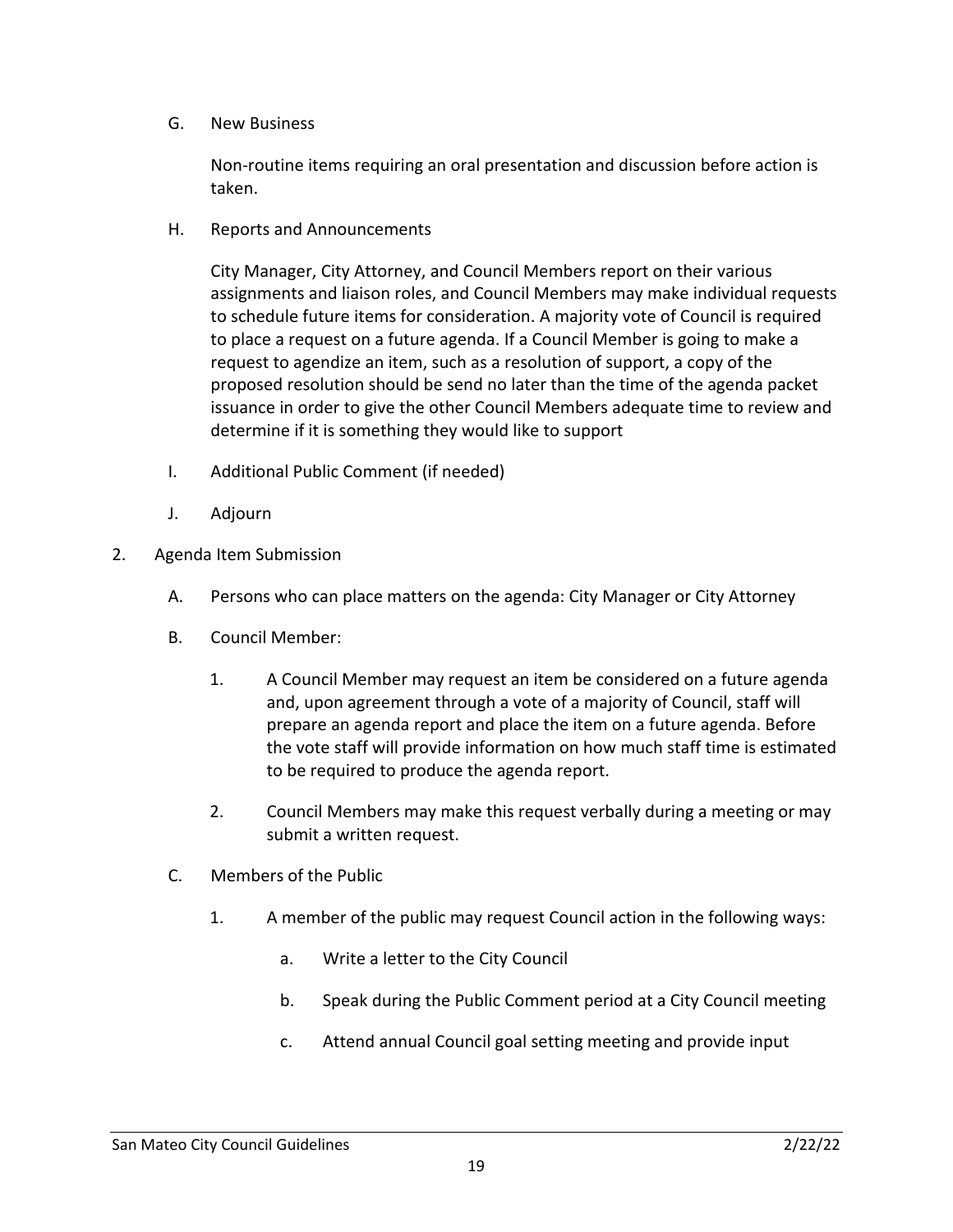G. New Business

   Non-routine items requiring an oral presentation and discussion before action is taken.

H. Reports and Announcements

   City Manager, City Attorney, and Council Members report on their various assignments and liaison roles, and Council Members may make individual requests to schedule future items for consideration. A majority vote of Council is required to place a request on a future agenda. If a Council Member is going to make a request to agendize an item, such as a resolution of support, a copy of the proposed resolution should be send no later than the time of the agenda packet issuance in order to give the other Council Members adequate time to review and determine if it is something they would like to support

I. Additional Public Comment (if needed)

J. Adjourn

2. Agenda Item Submission

   A. Persons who can place matters on the agenda: City Manager or City Attorney

   B. Council Member:

      1. A Council Member may request an item be considered on a future agenda and, upon agreement through a vote of a majority of Council, staff will prepare an agenda report and place the item on a future agenda. Before the vote staff will provide information on how much staff time is estimated to be required to produce the agenda report.

      2. Council Members may make this request verbally during a meeting or may submit a written request.

   C. Members of the Public

      1. A member of the public may request Council action in the following ways:

         a. Write a letter to the City Council

         b. Speak during the Public Comment period at a City Council meeting

         c. Attend annual Council goal setting meeting and provide input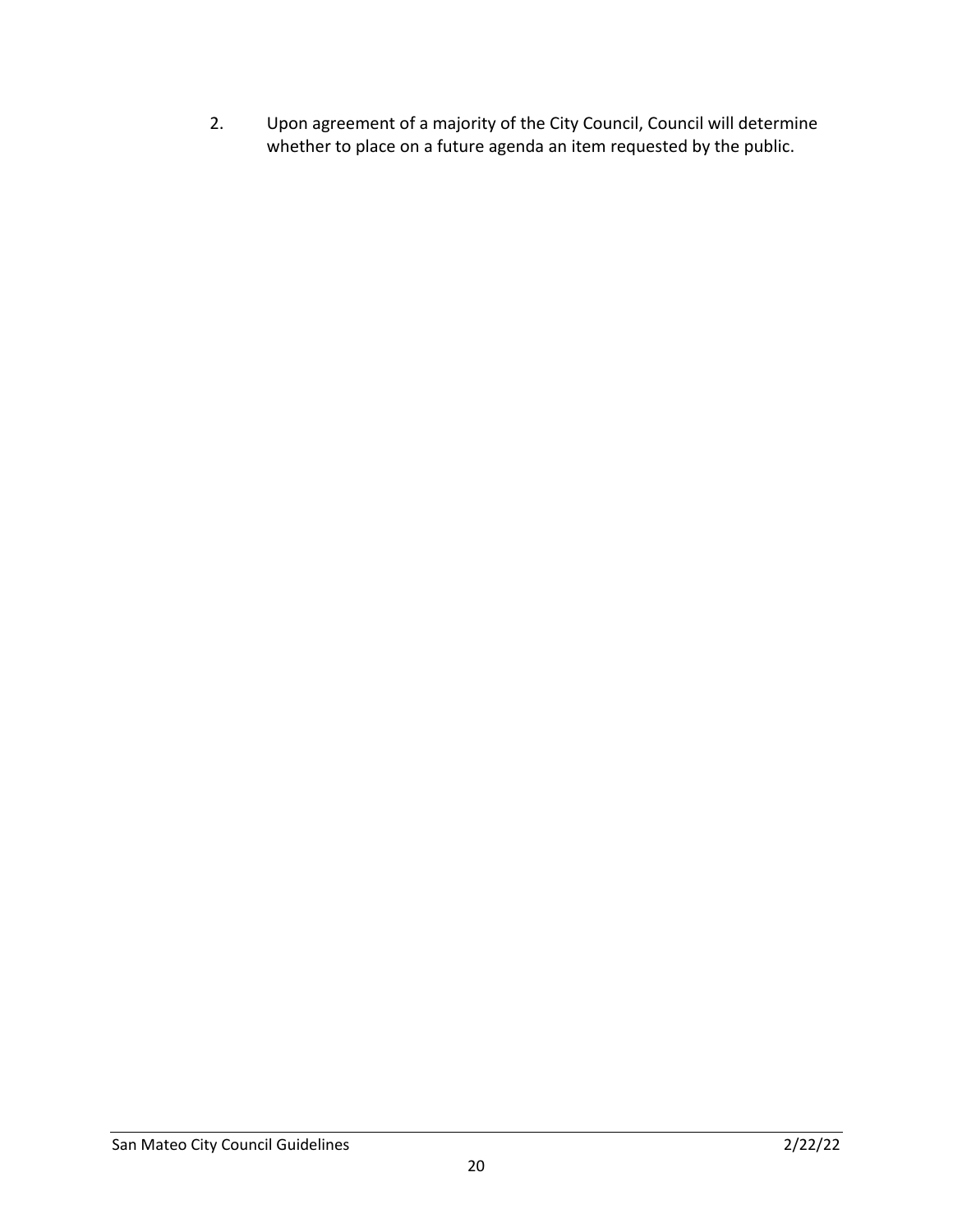2. Upon agreement of a majority of the City Council, Council will determine whether to place on a future agenda an item requested by the public.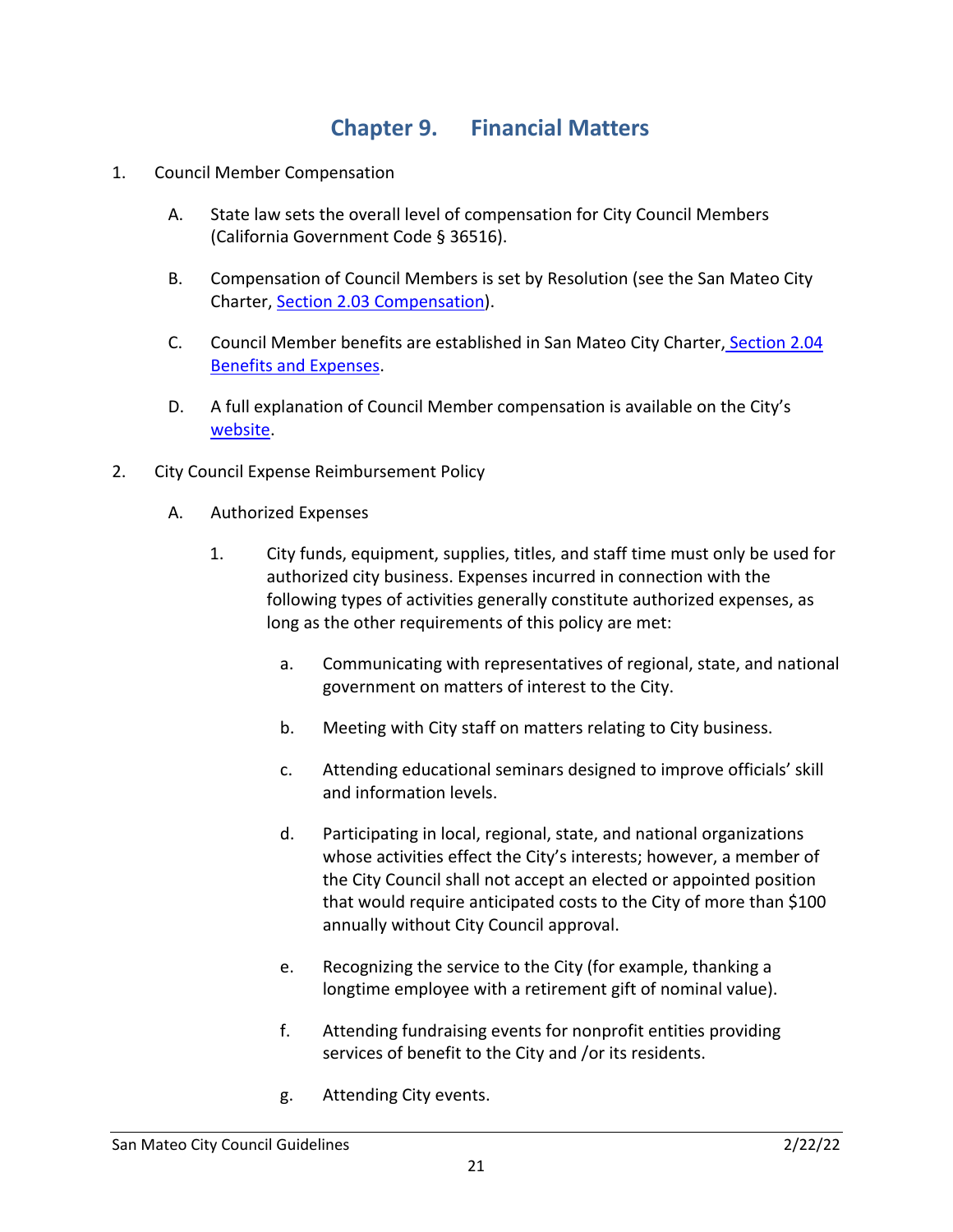# Chapter 9. Financial Matters

1. Council Member Compensation

   A. State law sets the overall level of compensation for City Council Members (California Government Code § 36516).

   B. Compensation of Council Members is set by Resolution (see the San Mateo City Charter, [Section 2.03 Compensation]).

   C. Council Member benefits are established in San Mateo City Charter, [Section 2.04 Benefits and Expenses].

   D. A full explanation of Council Member compensation is available on the City's [website].

2. City Council Expense Reimbursement Policy

   A. Authorized Expenses

      1. City funds, equipment, supplies, titles, and staff time must only be used for authorized city business. Expenses incurred in connection with the following types of activities generally constitute authorized expenses, as long as the other requirements of this policy are met:

         a. Communicating with representatives of regional, state, and national government on matters of interest to the City.

         b. Meeting with City staff on matters relating to City business.

         c. Attending educational seminars designed to improve officials' skill and information levels.

         d. Participating in local, regional, state, and national organizations whose activities effect the City's interests; however, a member of the City Council shall not accept an elected or appointed position that would require anticipated costs to the City of more than $100 annually without City Council approval.

         e. Recognizing the service to the City (for example, thanking a longtime employee with a retirement gift of nominal value).

         f. Attending fundraising events for nonprofit entities providing services of benefit to the City and /or its residents.

         g. Attending City events.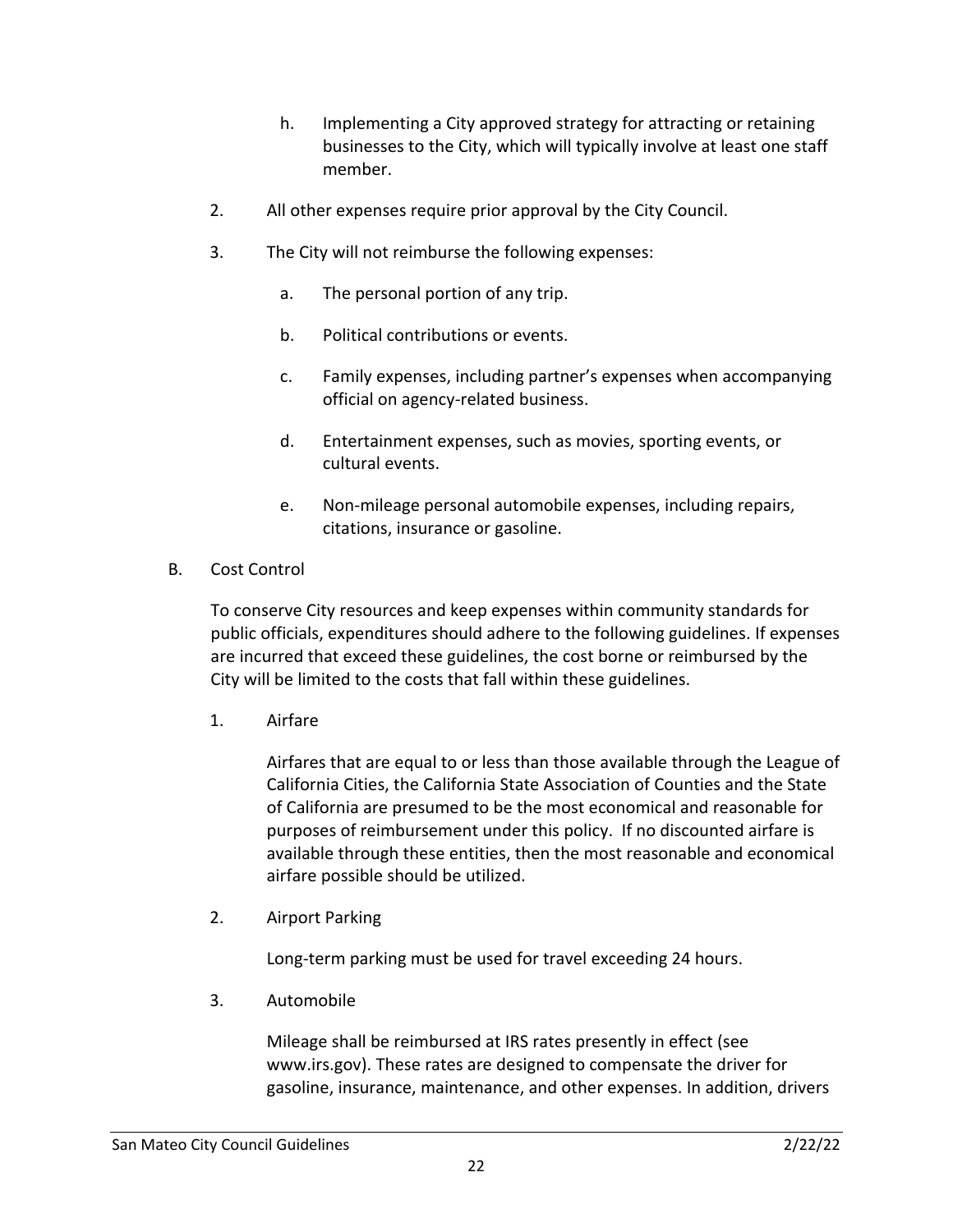h. Implementing a City approved strategy for attracting or retaining businesses to the City, which will typically involve at least one staff member.

2. All other expenses require prior approval by the City Council.

3. The City will not reimburse the following expenses:

   a. The personal portion of any trip.

   b. Political contributions or events.

   c. Family expenses, including partner's expenses when accompanying official on agency-related business.

   d. Entertainment expenses, such as movies, sporting events, or cultural events.

   e. Non-mileage personal automobile expenses, including repairs, citations, insurance or gasoline.

B. Cost Control

To conserve City resources and keep expenses within community standards for public officials, expenditures should adhere to the following guidelines. If expenses are incurred that exceed these guidelines, the cost borne or reimbursed by the City will be limited to the costs that fall within these guidelines.

1. Airfare

   Airfares that are equal to or less than those available through the League of California Cities, the California State Association of Counties and the State of California are presumed to be the most economical and reasonable for purposes of reimbursement under this policy. If no discounted airfare is available through these entities, then the most reasonable and economical airfare possible should be utilized.

2. Airport Parking

   Long-term parking must be used for travel exceeding 24 hours.

3. Automobile

   Mileage shall be reimbursed at IRS rates presently in effect (see www.irs.gov). These rates are designed to compensate the driver for gasoline, insurance, maintenance, and other expenses. In addition, drivers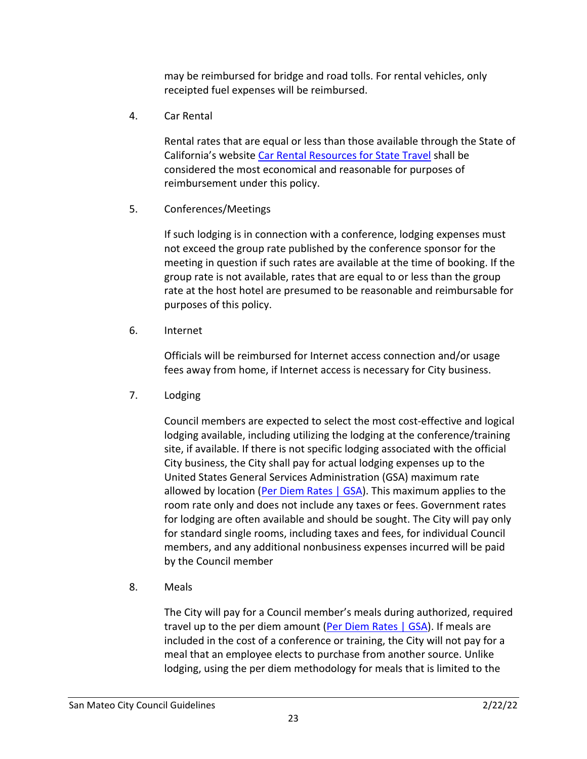may be reimbursed for bridge and road tolls. For rental vehicles, only receipted fuel expenses will be reimbursed.

4. Car Rental

   Rental rates that are equal or less than those available through the State of California's website [Car Rental Resources for State Travel] shall be considered the most economical and reasonable for purposes of reimbursement under this policy.

5. Conferences/Meetings

   If such lodging is in connection with a conference, lodging expenses must not exceed the group rate published by the conference sponsor for the meeting in question if such rates are available at the time of booking. If the group rate is not available, rates that are equal to or less than the group rate at the host hotel are presumed to be reasonable and reimbursable for purposes of this policy.

6. Internet

   Officials will be reimbursed for Internet access connection and/or usage fees away from home, if Internet access is necessary for City business.

7. Lodging

   Council members are expected to select the most cost-effective and logical lodging available, including utilizing the lodging at the conference/training site, if available. If there is not specific lodging associated with the official City business, the City shall pay for actual lodging expenses up to the United States General Services Administration (GSA) maximum rate allowed by location (Per Diem Rates | GSA). This maximum applies to the room rate only and does not include any taxes or fees. Government rates for lodging are often available and should be sought. The City will pay only for standard single rooms, including taxes and fees, for individual Council members, and any additional nonbusiness expenses incurred will be paid by the Council member

8. Meals

   The City will pay for a Council member's meals during authorized, required travel up to the per diem amount (Per Diem Rates | GSA). If meals are included in the cost of a conference or training, the City will not pay for a meal that an employee elects to purchase from another source. Unlike lodging, using the per diem methodology for meals that is limited to the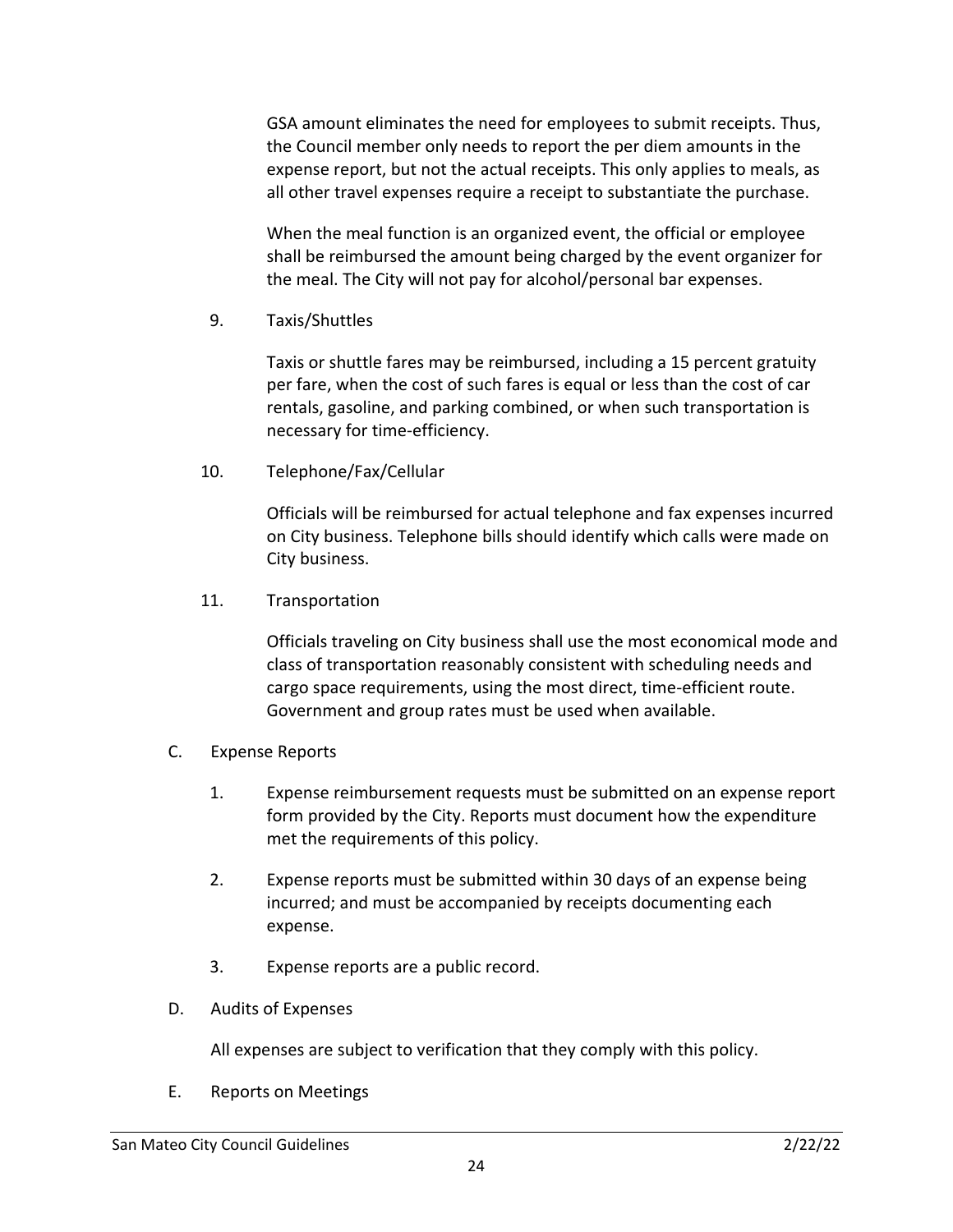GSA amount eliminates the need for employees to submit receipts. Thus, the Council member only needs to report the per diem amounts in the expense report, but not the actual receipts. This only applies to meals, as all other travel expenses require a receipt to substantiate the purchase.

When the meal function is an organized event, the official or employee shall be reimbursed the amount being charged by the event organizer for the meal. The City will not pay for alcohol/personal bar expenses.

9. Taxis/Shuttles

   Taxis or shuttle fares may be reimbursed, including a 15 percent gratuity per fare, when the cost of such fares is equal or less than the cost of car rentals, gasoline, and parking combined, or when such transportation is necessary for time-efficiency.

10. Telephone/Fax/Cellular

    Officials will be reimbursed for actual telephone and fax expenses incurred on City business. Telephone bills should identify which calls were made on City business.

11. Transportation

    Officials traveling on City business shall use the most economical mode and class of transportation reasonably consistent with scheduling needs and cargo space requirements, using the most direct, time-efficient route. Government and group rates must be used when available.

C. Expense Reports

1. Expense reimbursement requests must be submitted on an expense report form provided by the City. Reports must document how the expenditure met the requirements of this policy.

2. Expense reports must be submitted within 30 days of an expense being incurred; and must be accompanied by receipts documenting each expense.

3. Expense reports are a public record.

D. Audits of Expenses

All expenses are subject to verification that they comply with this policy.

E. Reports on Meetings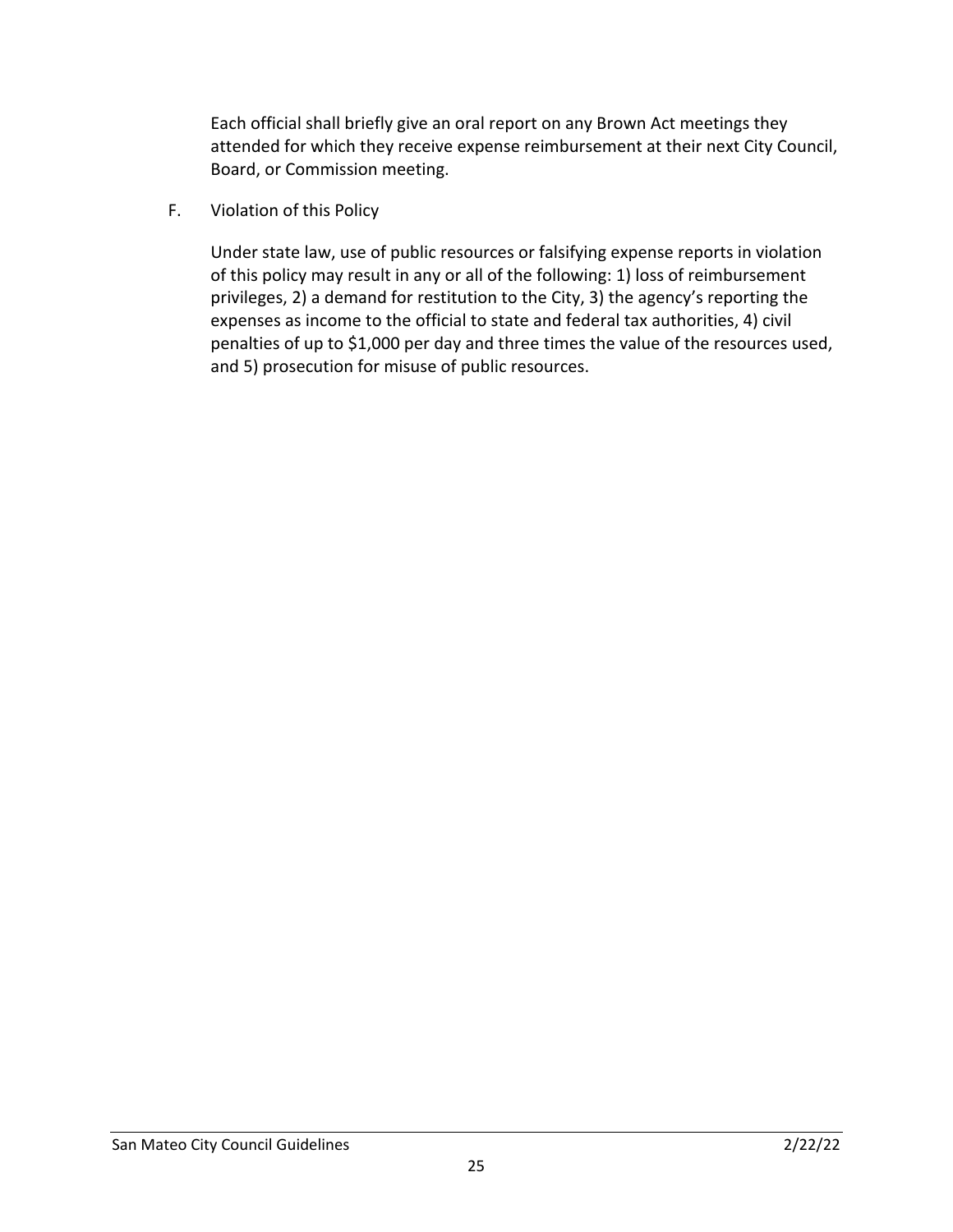Each official shall briefly give an oral report on any Brown Act meetings they attended for which they receive expense reimbursement at their next City Council, Board, or Commission meeting.

F. Violation of this Policy

Under state law, use of public resources or falsifying expense reports in violation of this policy may result in any or all of the following: 1) loss of reimbursement privileges, 2) a demand for restitution to the City, 3) the agency's reporting the expenses as income to the official to state and federal tax authorities, 4) civil penalties of up to $1,000 per day and three times the value of the resources used, and 5) prosecution for misuse of public resources.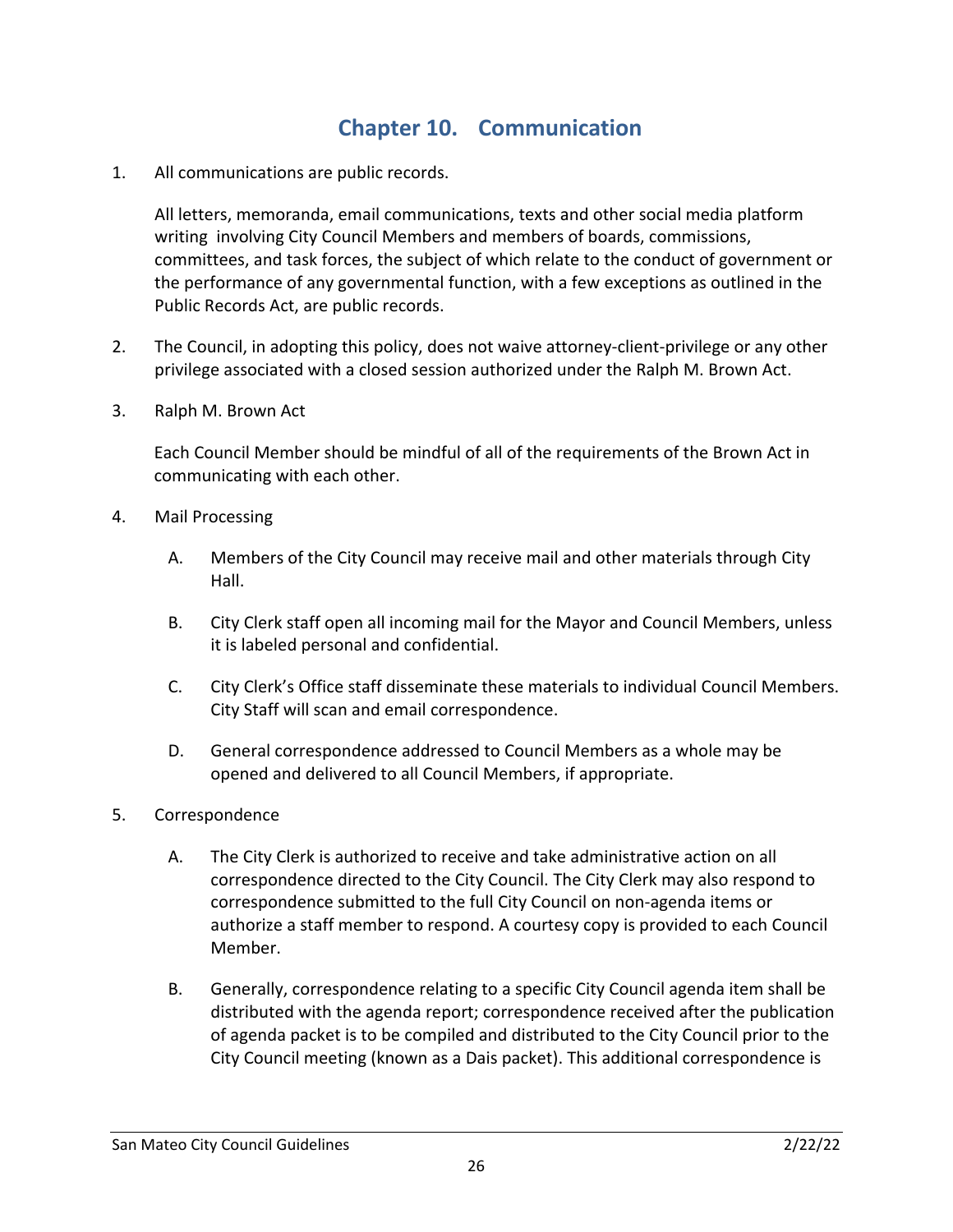# Chapter 10. Communication

1. All communications are public records.

   All letters, memoranda, email communications, texts and other social media platform writing involving City Council Members and members of boards, commissions, committees, and task forces, the subject of which relate to the conduct of government or the performance of any governmental function, with a few exceptions as outlined in the Public Records Act, are public records.

2. The Council, in adopting this policy, does not waive attorney-client-privilege or any other privilege associated with a closed session authorized under the Ralph M. Brown Act.

3. Ralph M. Brown Act

   Each Council Member should be mindful of all of the requirements of the Brown Act in communicating with each other.

4. Mail Processing

   A. Members of the City Council may receive mail and other materials through City Hall.

   B. City Clerk staff open all incoming mail for the Mayor and Council Members, unless it is labeled personal and confidential.

   C. City Clerk's Office staff disseminate these materials to individual Council Members. City Staff will scan and email correspondence.

   D. General correspondence addressed to Council Members as a whole may be opened and delivered to all Council Members, if appropriate.

5. Correspondence

   A. The City Clerk is authorized to receive and take administrative action on all correspondence directed to the City Council. The City Clerk may also respond to correspondence submitted to the full City Council on non-agenda items or authorize a staff member to respond. A courtesy copy is provided to each Council Member.

   B. Generally, correspondence relating to a specific City Council agenda item shall be distributed with the agenda report; correspondence received after the publication of agenda packet is to be compiled and distributed to the City Council prior to the City Council meeting (known as a Dais packet). This additional correspondence is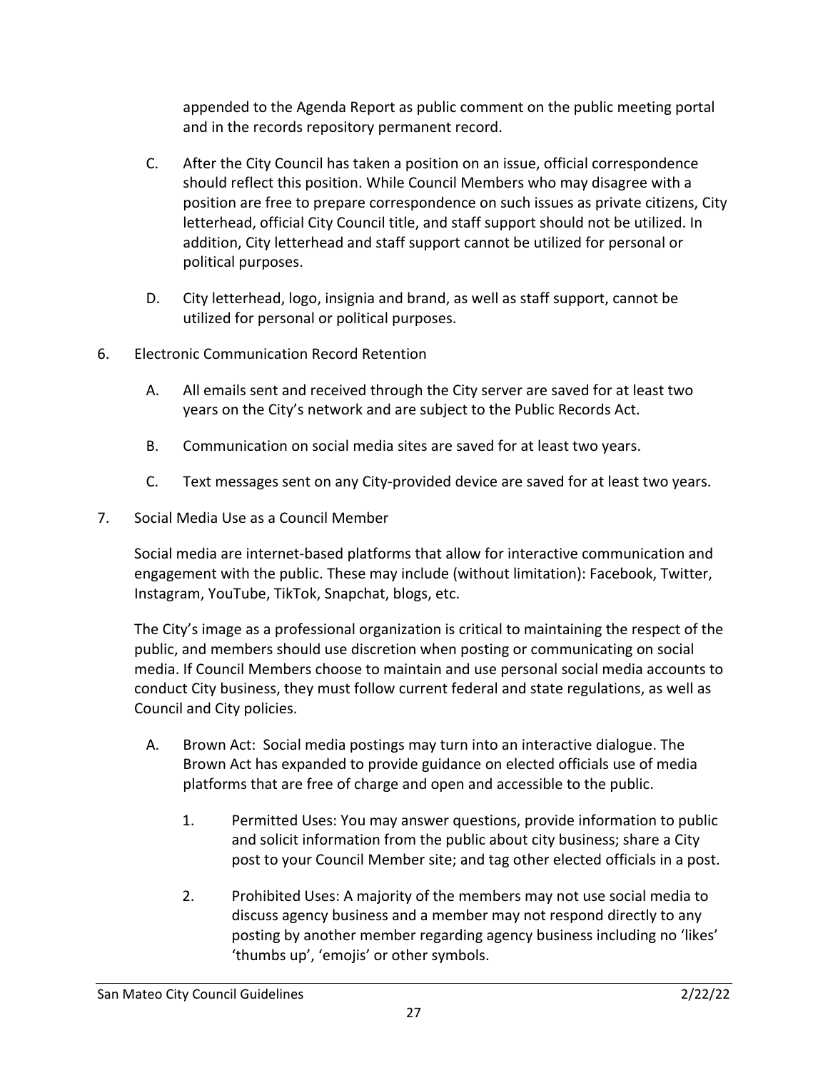appended to the Agenda Report as public comment on the public meeting portal and in the records repository permanent record.

C. After the City Council has taken a position on an issue, official correspondence should reflect this position. While Council Members who may disagree with a position are free to prepare correspondence on such issues as private citizens, City letterhead, official City Council title, and staff support should not be utilized. In addition, City letterhead and staff support cannot be utilized for personal or political purposes.

D. City letterhead, logo, insignia and brand, as well as staff support, cannot be utilized for personal or political purposes.

6. Electronic Communication Record Retention

   A. All emails sent and received through the City server are saved for at least two years on the City's network and are subject to the Public Records Act.

   B. Communication on social media sites are saved for at least two years.

   C. Text messages sent on any City-provided device are saved for at least two years.

7. Social Media Use as a Council Member

   Social media are internet-based platforms that allow for interactive communication and engagement with the public. These may include (without limitation): Facebook, Twitter, Instagram, YouTube, TikTok, Snapchat, blogs, etc.

   The City's image as a professional organization is critical to maintaining the respect of the public, and members should use discretion when posting or communicating on social media. If Council Members choose to maintain and use personal social media accounts to conduct City business, they must follow current federal and state regulations, as well as Council and City policies.

   A. Brown Act: Social media postings may turn into an interactive dialogue. The Brown Act has expanded to provide guidance on elected officials use of media platforms that are free of charge and open and accessible to the public.

      1. Permitted Uses: You may answer questions, provide information to public and solicit information from the public about city business; share a City post to your Council Member site; and tag other elected officials in a post.

      2. Prohibited Uses: A majority of the members may not use social media to discuss agency business and a member may not respond directly to any posting by another member regarding agency business including no 'likes' 'thumbs up', 'emojis' or other symbols.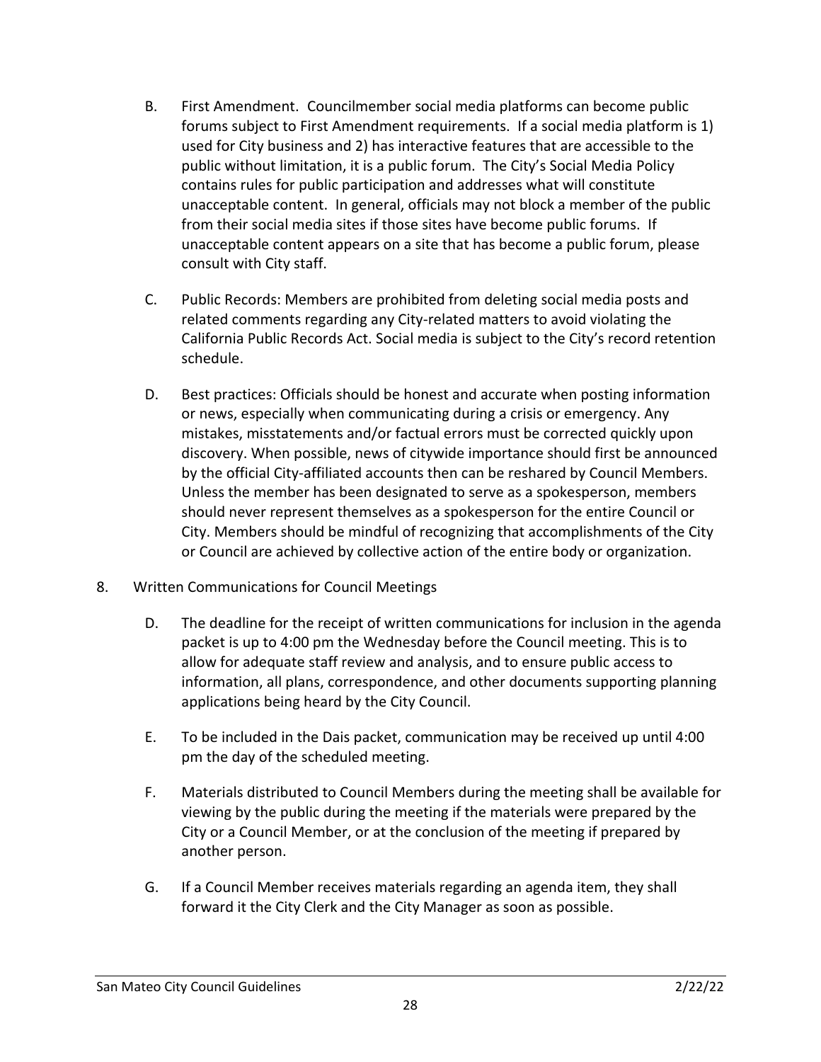B. First Amendment. Councilmember social media platforms can become public forums subject to First Amendment requirements. If a social media platform is 1) used for City business and 2) has interactive features that are accessible to the public without limitation, it is a public forum. The City's Social Media Policy contains rules for public participation and addresses what will constitute unacceptable content. In general, officials may not block a member of the public from their social media sites if those sites have become public forums. If unacceptable content appears on a site that has become a public forum, please consult with City staff.

C. Public Records: Members are prohibited from deleting social media posts and related comments regarding any City-related matters to avoid violating the California Public Records Act. Social media is subject to the City's record retention schedule.

D. Best practices: Officials should be honest and accurate when posting information or news, especially when communicating during a crisis or emergency. Any mistakes, misstatements and/or factual errors must be corrected quickly upon discovery. When possible, news of citywide importance should first be announced by the official City-affiliated accounts then can be reshared by Council Members. Unless the member has been designated to serve as a spokesperson, members should never represent themselves as a spokesperson for the entire Council or City. Members should be mindful of recognizing that accomplishments of the City or Council are achieved by collective action of the entire body or organization.

8. Written Communications for Council Meetings

D. The deadline for the receipt of written communications for inclusion in the agenda packet is up to 4:00 pm the Wednesday before the Council meeting. This is to allow for adequate staff review and analysis, and to ensure public access to information, all plans, correspondence, and other documents supporting planning applications being heard by the City Council.

E. To be included in the Dais packet, communication may be received up until 4:00 pm the day of the scheduled meeting.

F. Materials distributed to Council Members during the meeting shall be available for viewing by the public during the meeting if the materials were prepared by the City or a Council Member, or at the conclusion of the meeting if prepared by another person.

G. If a Council Member receives materials regarding an agenda item, they shall forward it the City Clerk and the City Manager as soon as possible.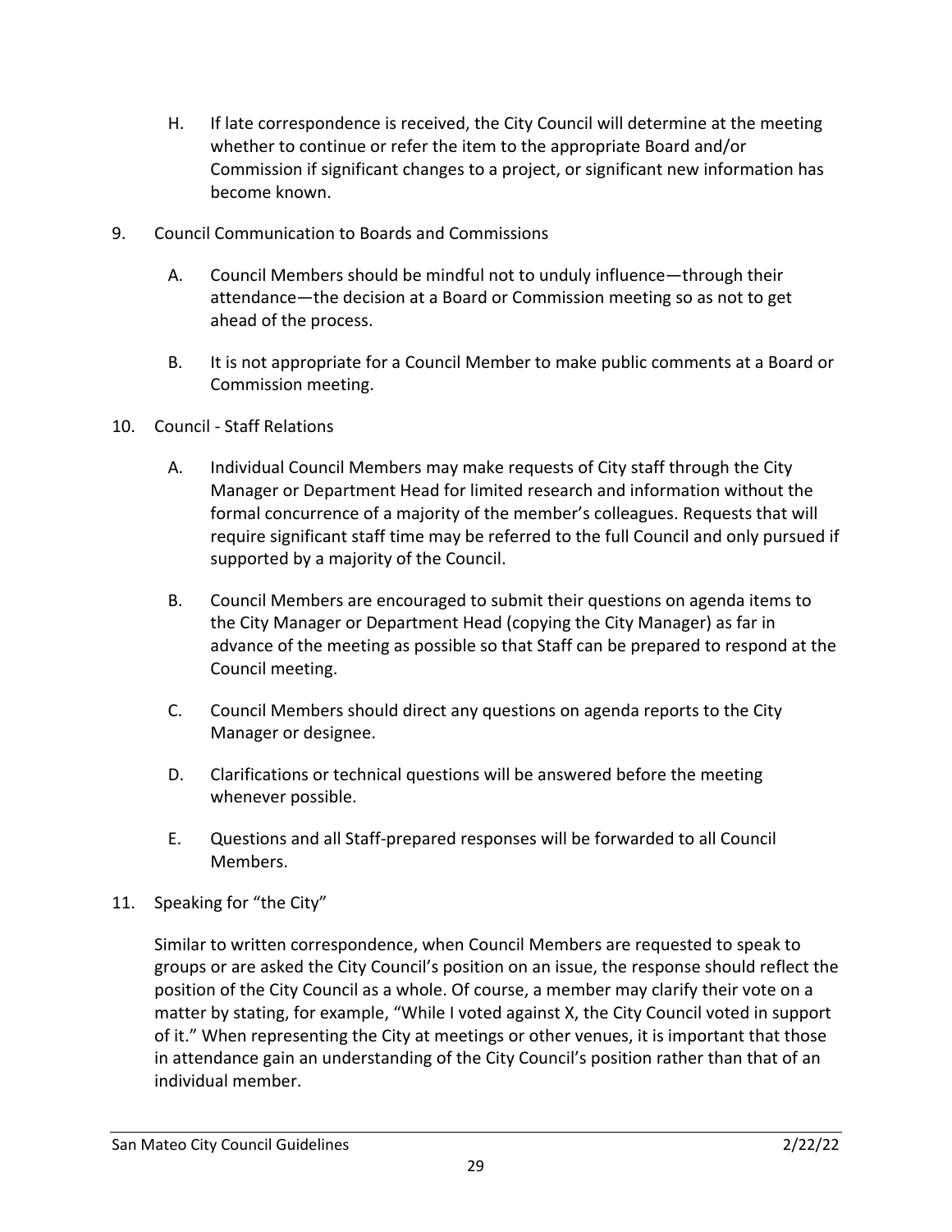H. If late correspondence is received, the City Council will determine at the meeting whether to continue or refer the item to the appropriate Board and/or Commission if significant changes to a project, or significant new information has become known.

9. Council Communication to Boards and Commissions

   A. Council Members should be mindful not to unduly influence—through their attendance—the decision at a Board or Commission meeting so as not to get ahead of the process.

   B. It is not appropriate for a Council Member to make public comments at a Board or Commission meeting.

10. Council - Staff Relations

   A. Individual Council Members may make requests of City staff through the City Manager or Department Head for limited research and information without the formal concurrence of a majority of the member's colleagues. Requests that will require significant staff time may be referred to the full Council and only pursued if supported by a majority of the Council.

   B. Council Members are encouraged to submit their questions on agenda items to the City Manager or Department Head (copying the City Manager) as far in advance of the meeting as possible so that Staff can be prepared to respond at the Council meeting.

   C. Council Members should direct any questions on agenda reports to the City Manager or designee.

   D. Clarifications or technical questions will be answered before the meeting whenever possible.

   E. Questions and all Staff-prepared responses will be forwarded to all Council Members.

11. Speaking for "the City"

   Similar to written correspondence, when Council Members are requested to speak to groups or are asked the City Council's position on an issue, the response should reflect the position of the City Council as a whole. Of course, a member may clarify their vote on a matter by stating, for example, "While I voted against X, the City Council voted in support of it." When representing the City at meetings or other venues, it is important that those in attendance gain an understanding of the City Council's position rather than that of an individual member.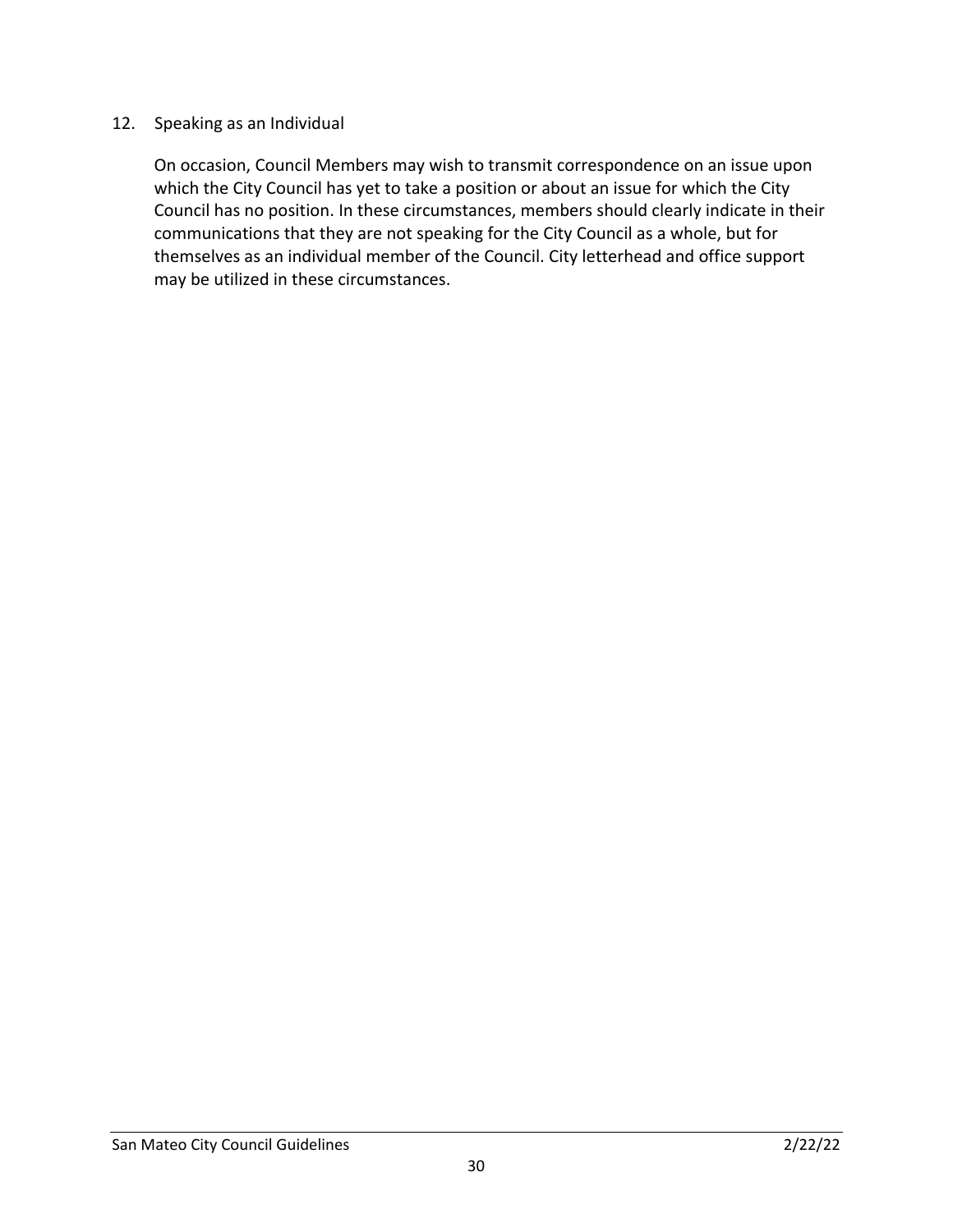12. Speaking as an Individual

    On occasion, Council Members may wish to transmit correspondence on an issue upon which the City Council has yet to take a position or about an issue for which the City Council has no position. In these circumstances, members should clearly indicate in their communications that they are not speaking for the City Council as a whole, but for themselves as an individual member of the Council. City letterhead and office support may be utilized in these circumstances.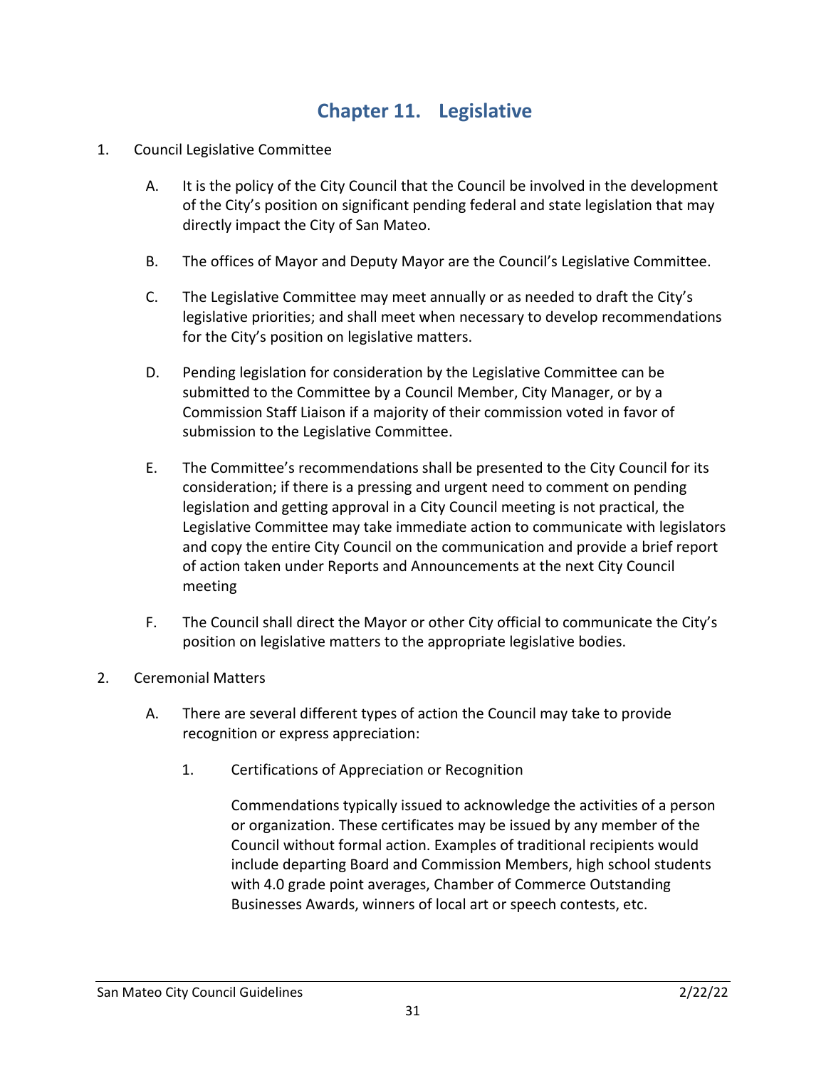# Chapter 11. Legislative

1. Council Legislative Committee

   A. It is the policy of the City Council that the Council be involved in the development of the City's position on significant pending federal and state legislation that may directly impact the City of San Mateo.

   B. The offices of Mayor and Deputy Mayor are the Council's Legislative Committee.

   C. The Legislative Committee may meet annually or as needed to draft the City's legislative priorities; and shall meet when necessary to develop recommendations for the City's position on legislative matters.

   D. Pending legislation for consideration by the Legislative Committee can be submitted to the Committee by a Council Member, City Manager, or by a Commission Staff Liaison if a majority of their commission voted in favor of submission to the Legislative Committee.

   E. The Committee's recommendations shall be presented to the City Council for its consideration; if there is a pressing and urgent need to comment on pending legislation and getting approval in a City Council meeting is not practical, the Legislative Committee may take immediate action to communicate with legislators and copy the entire City Council on the communication and provide a brief report of action taken under Reports and Announcements at the next City Council meeting

   F. The Council shall direct the Mayor or other City official to communicate the City's position on legislative matters to the appropriate legislative bodies.

2. Ceremonial Matters

   A. There are several different types of action the Council may take to provide recognition or express appreciation:

      1. Certifications of Appreciation or Recognition

         Commendations typically issued to acknowledge the activities of a person or organization. These certificates may be issued by any member of the Council without formal action. Examples of traditional recipients would include departing Board and Commission Members, high school students with 4.0 grade point averages, Chamber of Commerce Outstanding Businesses Awards, winners of local art or speech contests, etc.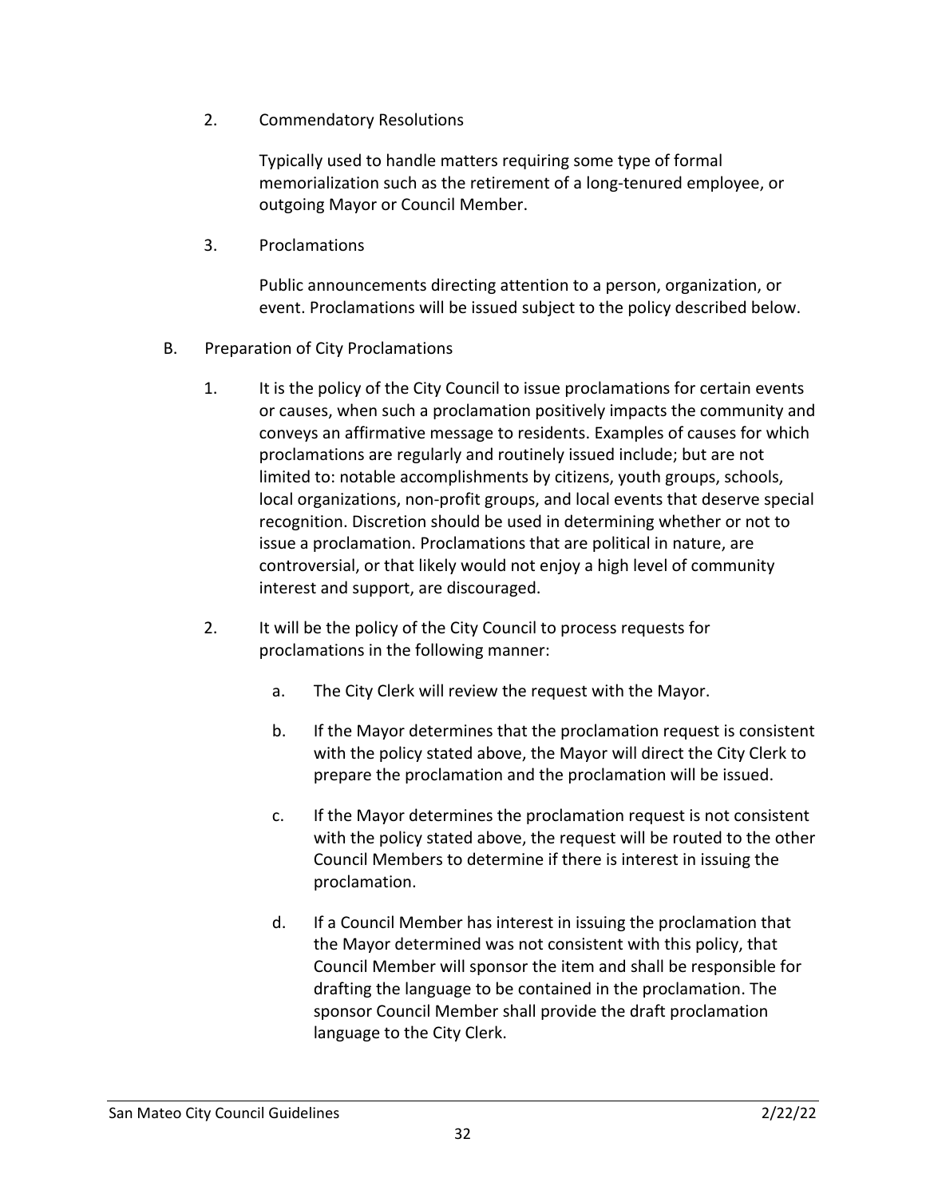2. Commendatory Resolutions

   Typically used to handle matters requiring some type of formal memorialization such as the retirement of a long-tenured employee, or outgoing Mayor or Council Member.

3. Proclamations

   Public announcements directing attention to a person, organization, or event. Proclamations will be issued subject to the policy described below.

B. Preparation of City Proclamations

   1. It is the policy of the City Council to issue proclamations for certain events or causes, when such a proclamation positively impacts the community and conveys an affirmative message to residents. Examples of causes for which proclamations are regularly and routinely issued include; but are not limited to: notable accomplishments by citizens, youth groups, schools, local organizations, non-profit groups, and local events that deserve special recognition. Discretion should be used in determining whether or not to issue a proclamation. Proclamations that are political in nature, are controversial, or that likely would not enjoy a high level of community interest and support, are discouraged.

   2. It will be the policy of the City Council to process requests for proclamations in the following manner:

      a. The City Clerk will review the request with the Mayor.

      b. If the Mayor determines that the proclamation request is consistent with the policy stated above, the Mayor will direct the City Clerk to prepare the proclamation and the proclamation will be issued.

      c. If the Mayor determines the proclamation request is not consistent with the policy stated above, the request will be routed to the other Council Members to determine if there is interest in issuing the proclamation.

      d. If a Council Member has interest in issuing the proclamation that the Mayor determined was not consistent with this policy, that Council Member will sponsor the item and shall be responsible for drafting the language to be contained in the proclamation. The sponsor Council Member shall provide the draft proclamation language to the City Clerk.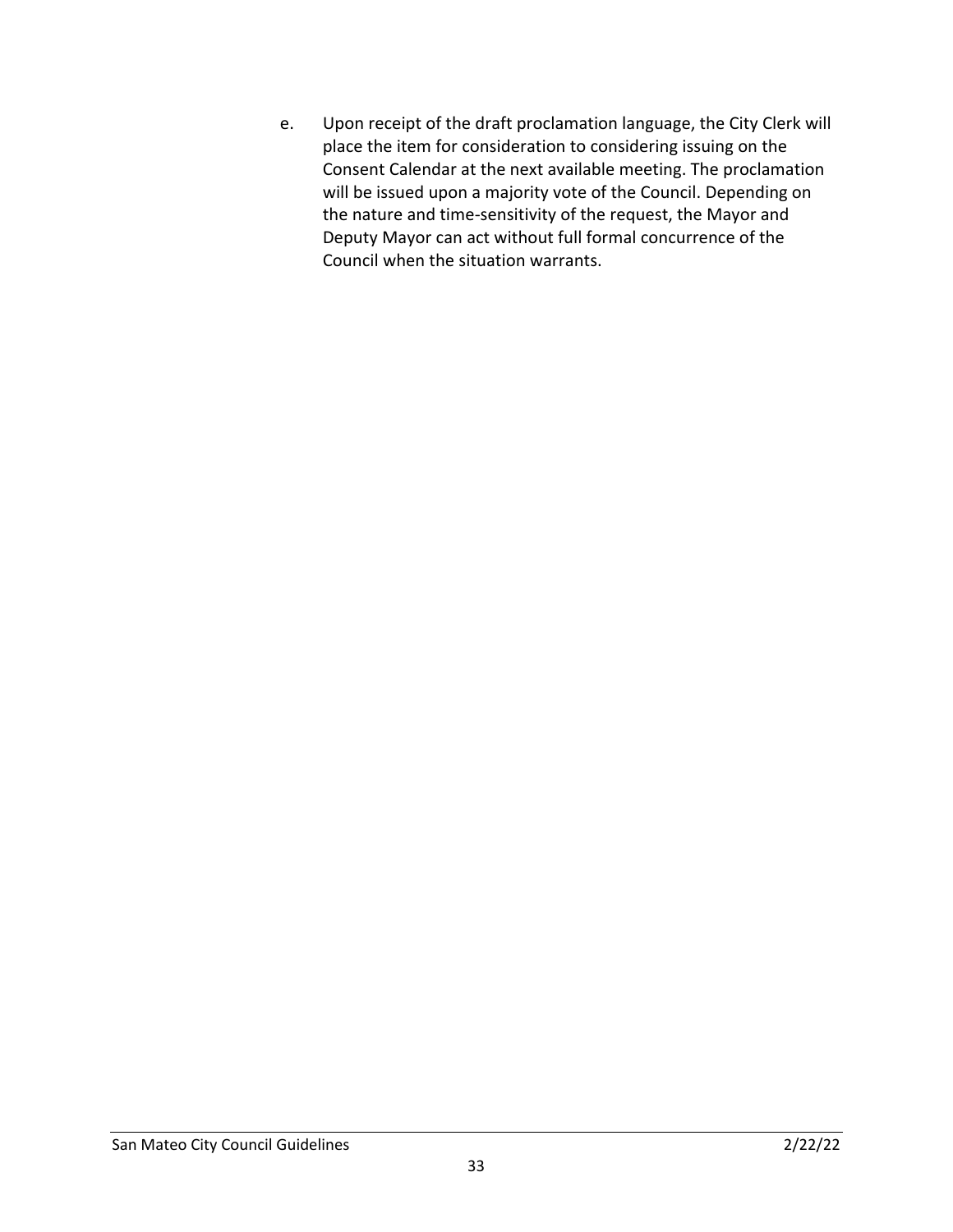e. Upon receipt of the draft proclamation language, the City Clerk will place the item for consideration to considering issuing on the Consent Calendar at the next available meeting. The proclamation will be issued upon a majority vote of the Council. Depending on the nature and time-sensitivity of the request, the Mayor and Deputy Mayor can act without full formal concurrence of the Council when the situation warrants.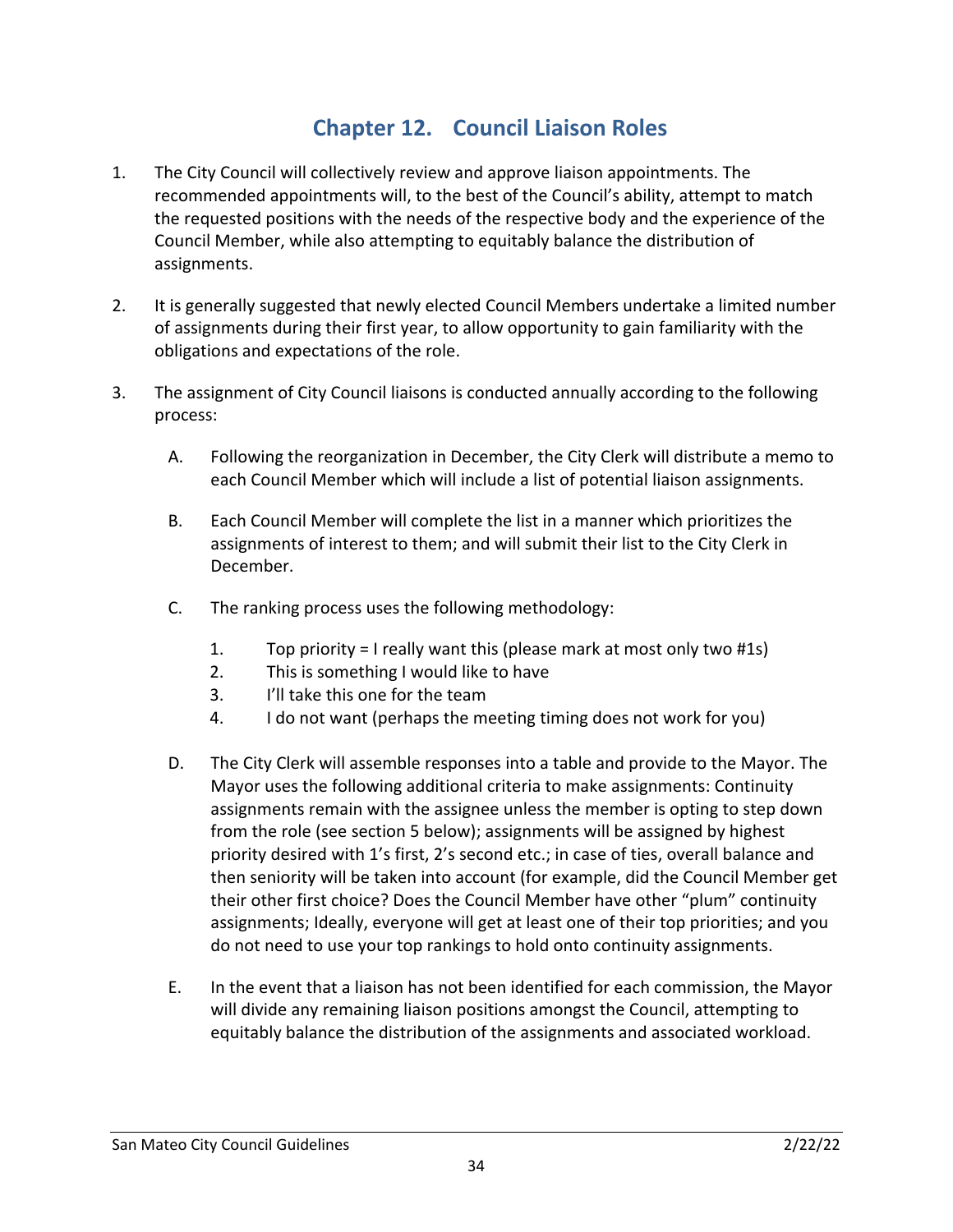# Chapter 12. Council Liaison Roles

1. The City Council will collectively review and approve liaison appointments. The recommended appointments will, to the best of the Council's ability, attempt to match the requested positions with the needs of the respective body and the experience of the Council Member, while also attempting to equitably balance the distribution of assignments.

2. It is generally suggested that newly elected Council Members undertake a limited number of assignments during their first year, to allow opportunity to gain familiarity with the obligations and expectations of the role.

3. The assignment of City Council liaisons is conducted annually according to the following process:

   A. Following the reorganization in December, the City Clerk will distribute a memo to each Council Member which will include a list of potential liaison assignments.

   B. Each Council Member will complete the list in a manner which prioritizes the assignments of interest to them; and will submit their list to the City Clerk in December.

   C. The ranking process uses the following methodology:

      1. Top priority = I really want this (please mark at most only two #1s)
      2. This is something I would like to have
      3. I'll take this one for the team
      4. I do not want (perhaps the meeting timing does not work for you)

   D. The City Clerk will assemble responses into a table and provide to the Mayor. The Mayor uses the following additional criteria to make assignments: Continuity assignments remain with the assignee unless the member is opting to step down from the role (see section 5 below); assignments will be assigned by highest priority desired with 1's first, 2's second etc.; in case of ties, overall balance and then seniority will be taken into account (for example, did the Council Member get their other first choice? Does the Council Member have other "plum" continuity assignments; Ideally, everyone will get at least one of their top priorities; and you do not need to use your top rankings to hold onto continuity assignments.

   E. In the event that a liaison has not been identified for each commission, the Mayor will divide any remaining liaison positions amongst the Council, attempting to equitably balance the distribution of the assignments and associated workload.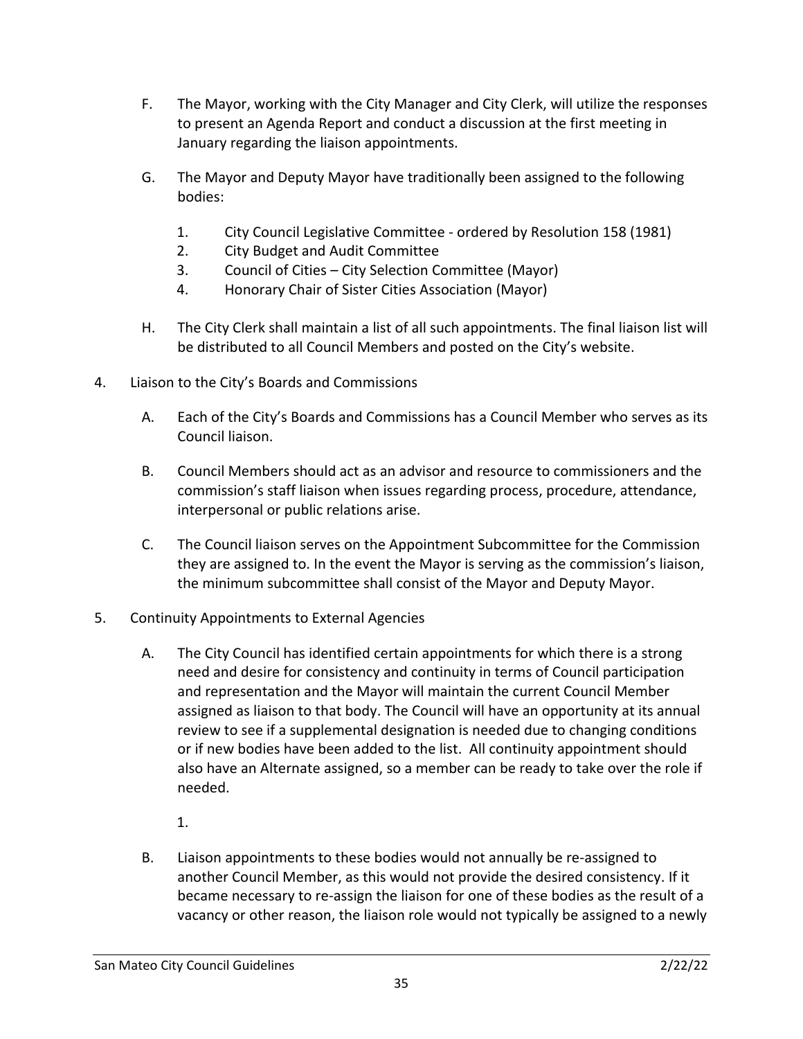F. The Mayor, working with the City Manager and City Clerk, will utilize the responses to present an Agenda Report and conduct a discussion at the first meeting in January regarding the liaison appointments.

G. The Mayor and Deputy Mayor have traditionally been assigned to the following bodies:

   1. City Council Legislative Committee - ordered by Resolution 158 (1981)
   2. City Budget and Audit Committee
   3. Council of Cities – City Selection Committee (Mayor)
   4. Honorary Chair of Sister Cities Association (Mayor)

H. The City Clerk shall maintain a list of all such appointments. The final liaison list will be distributed to all Council Members and posted on the City's website.

4. Liaison to the City's Boards and Commissions

   A. Each of the City's Boards and Commissions has a Council Member who serves as its Council liaison.

   B. Council Members should act as an advisor and resource to commissioners and the commission's staff liaison when issues regarding process, procedure, attendance, interpersonal or public relations arise.

   C. The Council liaison serves on the Appointment Subcommittee for the Commission they are assigned to. In the event the Mayor is serving as the commission's liaison, the minimum subcommittee shall consist of the Mayor and Deputy Mayor.

5. Continuity Appointments to External Agencies

   A. The City Council has identified certain appointments for which there is a strong need and desire for consistency and continuity in terms of Council participation and representation and the Mayor will maintain the current Council Member assigned as liaison to that body. The Council will have an opportunity at its annual review to see if a supplemental designation is needed due to changing conditions or if new bodies have been added to the list. All continuity appointment should also have an Alternate assigned, so a member can be ready to take over the role if needed.

      1.

   B. Liaison appointments to these bodies would not annually be re-assigned to another Council Member, as this would not provide the desired consistency. If it became necessary to re-assign the liaison for one of these bodies as the result of a vacancy or other reason, the liaison role would not typically be assigned to a newly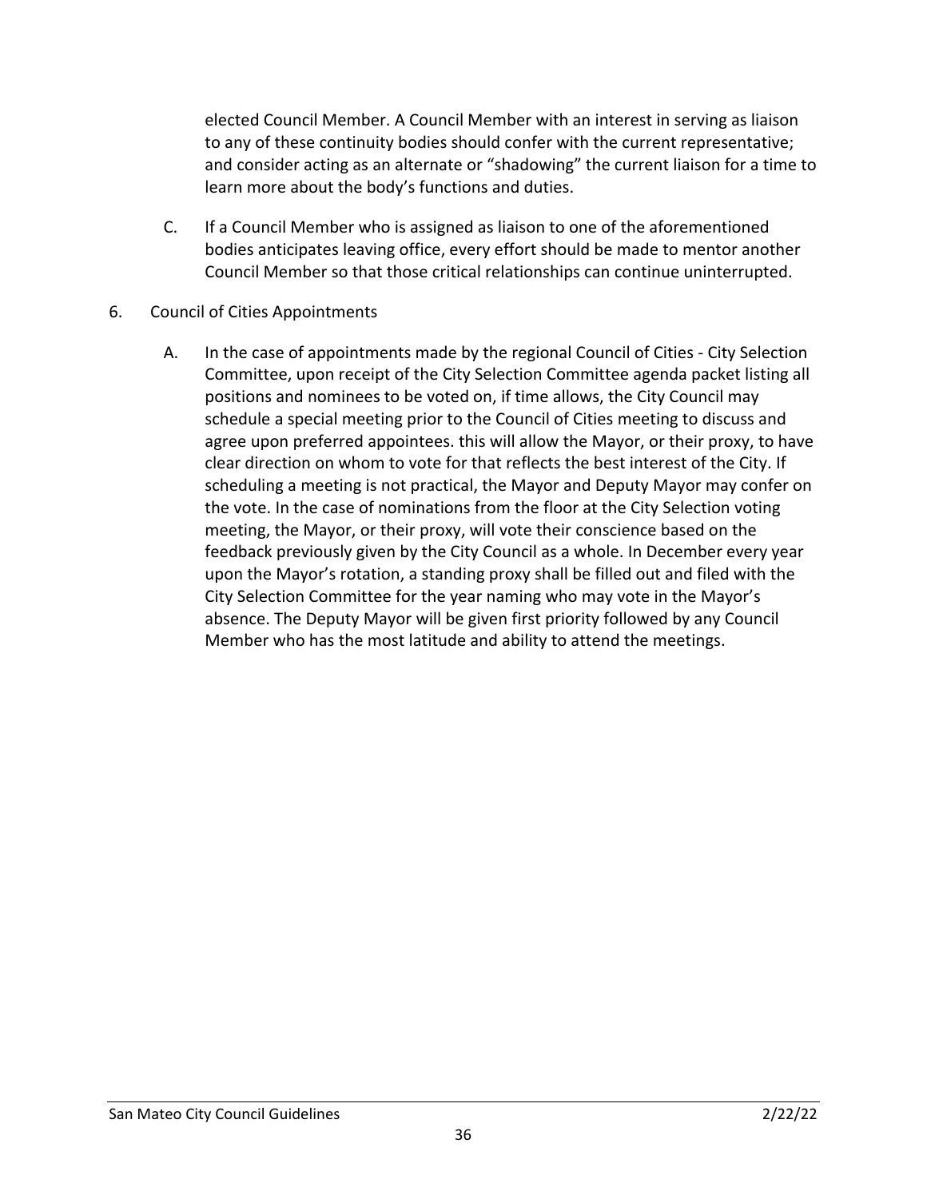elected Council Member. A Council Member with an interest in serving as liaison to any of these continuity bodies should confer with the current representative; and consider acting as an alternate or "shadowing" the current liaison for a time to learn more about the body's functions and duties.

C. If a Council Member who is assigned as liaison to one of the aforementioned bodies anticipates leaving office, every effort should be made to mentor another Council Member so that those critical relationships can continue uninterrupted.

6. Council of Cities Appointments

   A. In the case of appointments made by the regional Council of Cities - City Selection Committee, upon receipt of the City Selection Committee agenda packet listing all positions and nominees to be voted on, if time allows, the City Council may schedule a special meeting prior to the Council of Cities meeting to discuss and agree upon preferred appointees. this will allow the Mayor, or their proxy, to have clear direction on whom to vote for that reflects the best interest of the City. If scheduling a meeting is not practical, the Mayor and Deputy Mayor may confer on the vote. In the case of nominations from the floor at the City Selection voting meeting, the Mayor, or their proxy, will vote their conscience based on the feedback previously given by the City Council as a whole. In December every year upon the Mayor's rotation, a standing proxy shall be filled out and filed with the City Selection Committee for the year naming who may vote in the Mayor's absence. The Deputy Mayor will be given first priority followed by any Council Member who has the most latitude and ability to attend the meetings.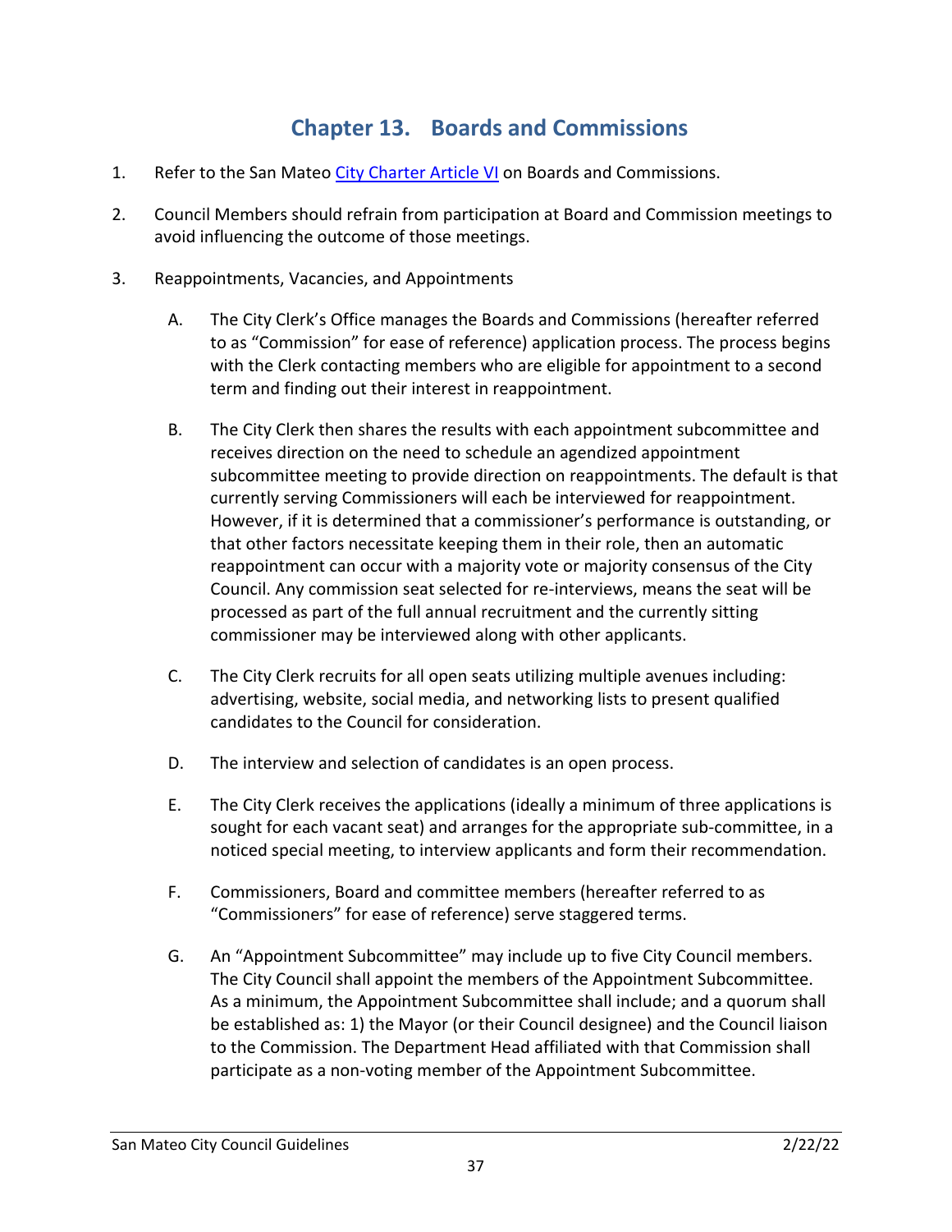# Chapter 13. Boards and Commissions

1. Refer to the San Mateo [City Charter Article VI] on Boards and Commissions.

2. Council Members should refrain from participation at Board and Commission meetings to avoid influencing the outcome of those meetings.

3. Reappointments, Vacancies, and Appointments

   A. The City Clerk's Office manages the Boards and Commissions (hereafter referred to as "Commission" for ease of reference) application process. The process begins with the Clerk contacting members who are eligible for appointment to a second term and finding out their interest in reappointment.

   B. The City Clerk then shares the results with each appointment subcommittee and receives direction on the need to schedule an agendized appointment subcommittee meeting to provide direction on reappointments. The default is that currently serving Commissioners will each be interviewed for reappointment. However, if it is determined that a commissioner's performance is outstanding, or that other factors necessitate keeping them in their role, then an automatic reappointment can occur with a majority vote or majority consensus of the City Council. Any commission seat selected for re-interviews, means the seat will be processed as part of the full annual recruitment and the currently sitting commissioner may be interviewed along with other applicants.

   C. The City Clerk recruits for all open seats utilizing multiple avenues including: advertising, website, social media, and networking lists to present qualified candidates to the Council for consideration.

   D. The interview and selection of candidates is an open process.

   E. The City Clerk receives the applications (ideally a minimum of three applications is sought for each vacant seat) and arranges for the appropriate sub-committee, in a noticed special meeting, to interview applicants and form their recommendation.

   F. Commissioners, Board and committee members (hereafter referred to as "Commissioners" for ease of reference) serve staggered terms.

   G. An "Appointment Subcommittee" may include up to five City Council members. The City Council shall appoint the members of the Appointment Subcommittee. As a minimum, the Appointment Subcommittee shall include; and a quorum shall be established as: 1) the Mayor (or their Council designee) and the Council liaison to the Commission. The Department Head affiliated with that Commission shall participate as a non-voting member of the Appointment Subcommittee.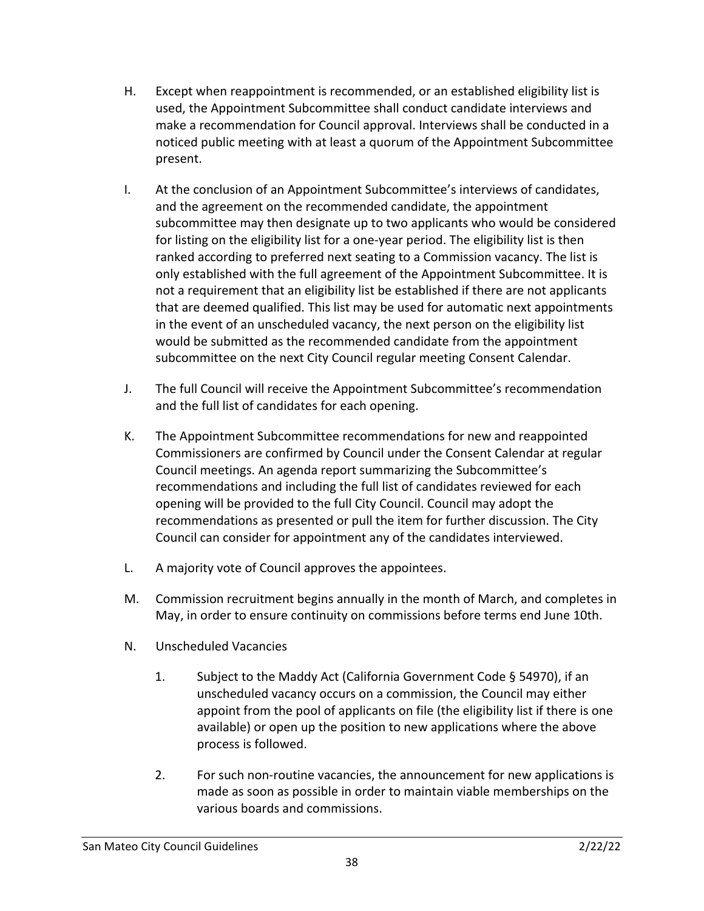H. Except when reappointment is recommended, or an established eligibility list is used, the Appointment Subcommittee shall conduct candidate interviews and make a recommendation for Council approval. Interviews shall be conducted in a noticed public meeting with at least a quorum of the Appointment Subcommittee present.

I. At the conclusion of an Appointment Subcommittee's interviews of candidates, and the agreement on the recommended candidate, the appointment subcommittee may then designate up to two applicants who would be considered for listing on the eligibility list for a one-year period. The eligibility list is then ranked according to preferred next seating to a Commission vacancy. The list is only established with the full agreement of the Appointment Subcommittee. It is not a requirement that an eligibility list be established if there are not applicants that are deemed qualified. This list may be used for automatic next appointments in the event of an unscheduled vacancy, the next person on the eligibility list would be submitted as the recommended candidate from the appointment subcommittee on the next City Council regular meeting Consent Calendar.

J. The full Council will receive the Appointment Subcommittee's recommendation and the full list of candidates for each opening.

K. The Appointment Subcommittee recommendations for new and reappointed Commissioners are confirmed by Council under the Consent Calendar at regular Council meetings. An agenda report summarizing the Subcommittee's recommendations and including the full list of candidates reviewed for each opening will be provided to the full City Council. Council may adopt the recommendations as presented or pull the item for further discussion. The City Council can consider for appointment any of the candidates interviewed.

L. A majority vote of Council approves the appointees.

M. Commission recruitment begins annually in the month of March, and completes in May, in order to ensure continuity on commissions before terms end June 10th.

N. Unscheduled Vacancies

   1. Subject to the Maddy Act (California Government Code § 54970), if an unscheduled vacancy occurs on a commission, the Council may either appoint from the pool of applicants on file (the eligibility list if there is one available) or open up the position to new applications where the above process is followed.

   2. For such non-routine vacancies, the announcement for new applications is made as soon as possible in order to maintain viable memberships on the various boards and commissions.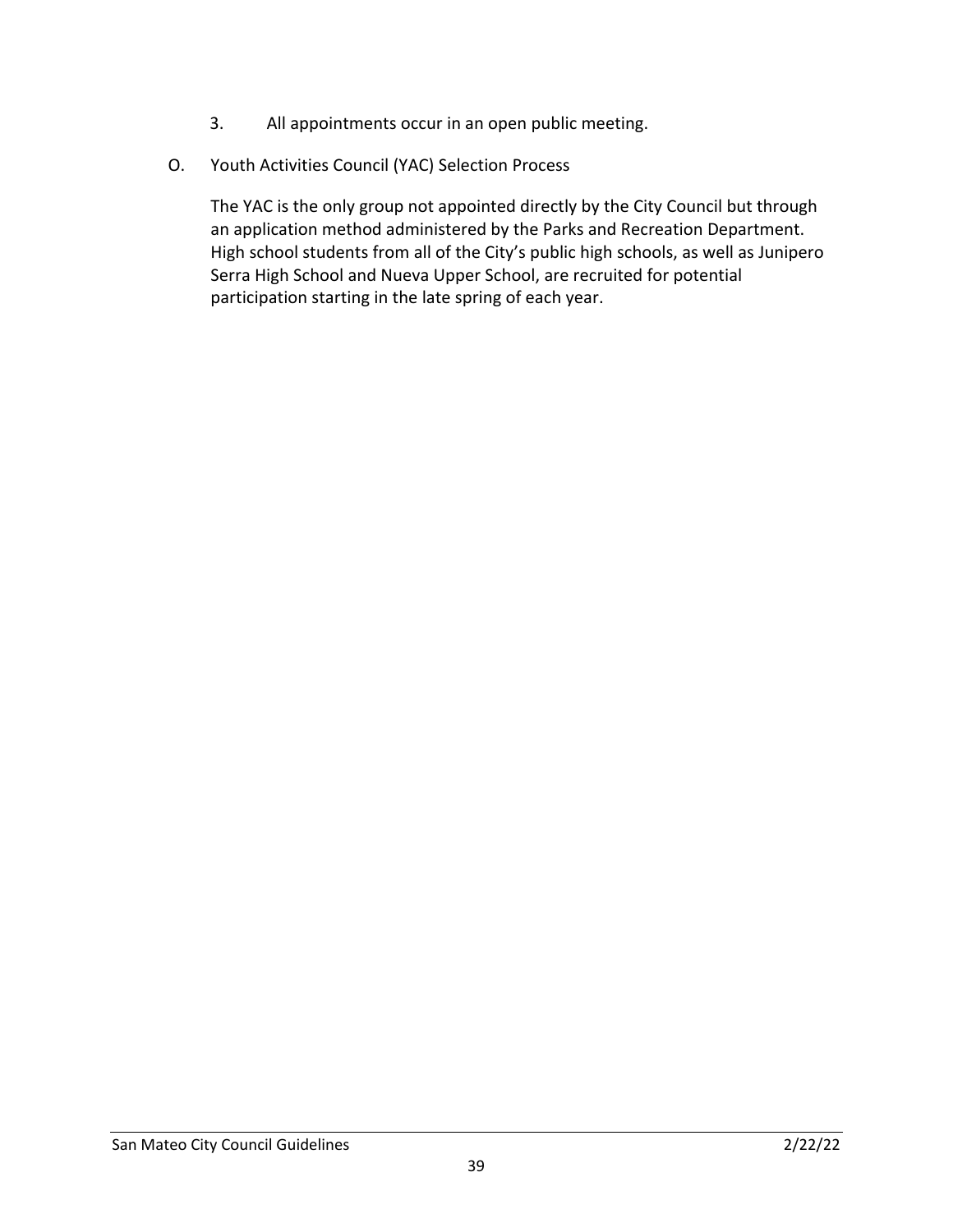3. All appointments occur in an open public meeting.

O. Youth Activities Council (YAC) Selection Process

The YAC is the only group not appointed directly by the City Council but through an application method administered by the Parks and Recreation Department. High school students from all of the City's public high schools, as well as Junipero Serra High School and Nueva Upper School, are recruited for potential participation starting in the late spring of each year.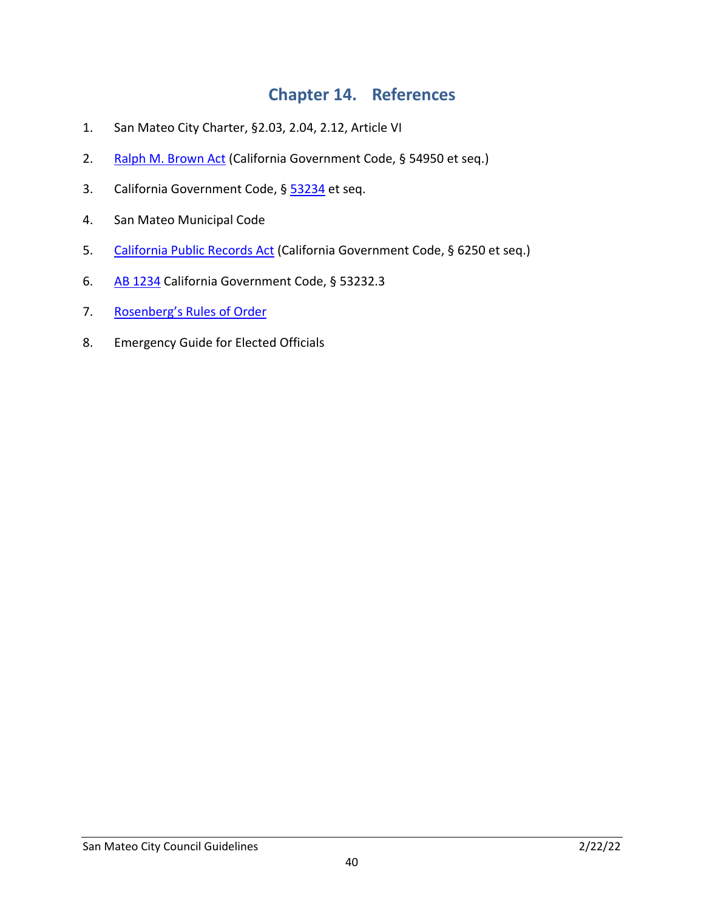# Chapter 14. References

1. San Mateo City Charter, §2.03, 2.04, 2.12, Article VI
2. Ralph M. Brown Act (California Government Code, § 54950 et seq.)
3. California Government Code, § 53234 et seq.
4. San Mateo Municipal Code
5. California Public Records Act (California Government Code, § 6250 et seq.)
6. AB 1234 California Government Code, § 53232.3
7. Rosenberg's Rules of Order
8. Emergency Guide for Elected Officials